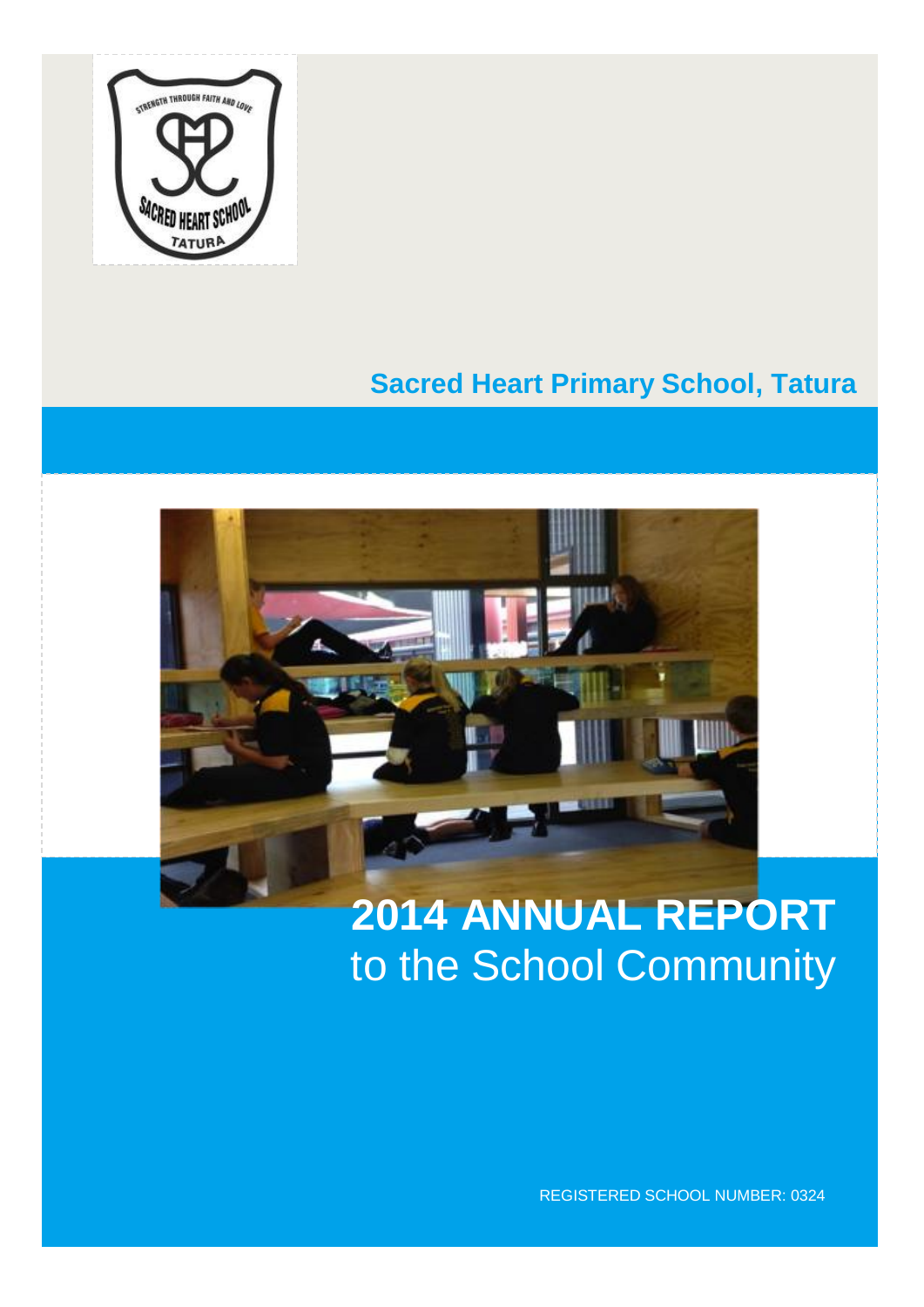## Sacred Heart Primary School, Tatura

# 2014 ANNUAL REPORT
to the School Community

REGISTERED SCHOOL NUMBER: 0324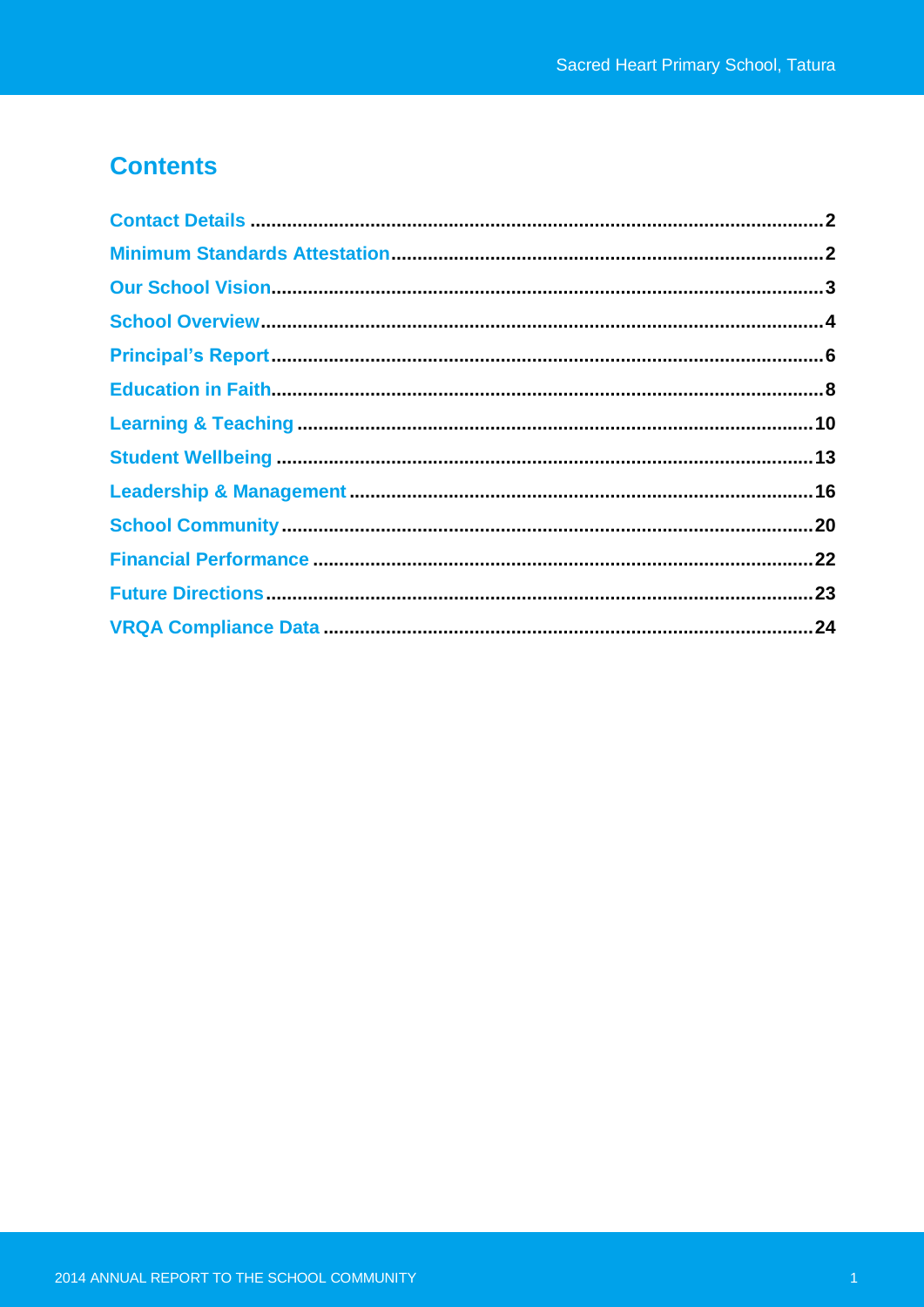# Contents

- Contact Details ..... 2
- Minimum Standards Attestation ..... 2
- Our School Vision ..... 3
- School Overview ..... 4
- Principal's Report ..... 6
- Education in Faith ..... 8
- Learning & Teaching ..... 10
- Student Wellbeing ..... 13
- Leadership & Management ..... 16
- School Community ..... 20
- Financial Performance ..... 22
- Future Directions ..... 23
- VRQA Compliance Data ..... 24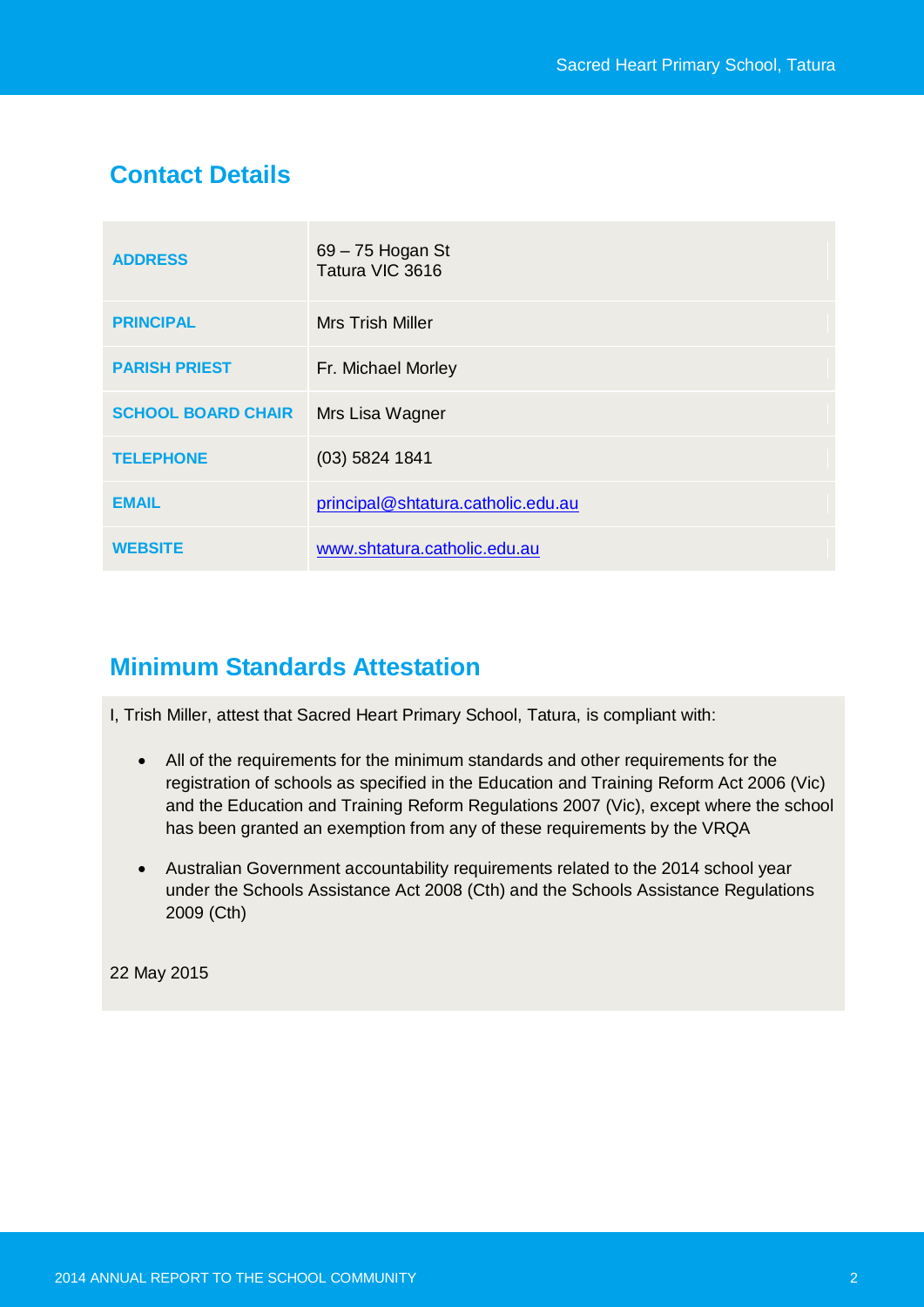## Contact Details

| | |
|---|---|
| **ADDRESS** | 69 – 75 Hogan St<br>Tatura VIC 3616 |
| **PRINCIPAL** | Mrs Trish Miller |
| **PARISH PRIEST** | Fr. Michael Morley |
| **SCHOOL BOARD CHAIR** | Mrs Lisa Wagner |
| **TELEPHONE** | (03) 5824 1841 |
| **EMAIL** | principal@shtatura.catholic.edu.au |
| **WEBSITE** | www.shtatura.catholic.edu.au |

## Minimum Standards Attestation

I, Trish Miller, attest that Sacred Heart Primary School, Tatura, is compliant with:

- All of the requirements for the minimum standards and other requirements for the registration of schools as specified in the Education and Training Reform Act 2006 (Vic) and the Education and Training Reform Regulations 2007 (Vic), except where the school has been granted an exemption from any of these requirements by the VRQA
- Australian Government accountability requirements related to the 2014 school year under the Schools Assistance Act 2008 (Cth) and the Schools Assistance Regulations 2009 (Cth)

22 May 2015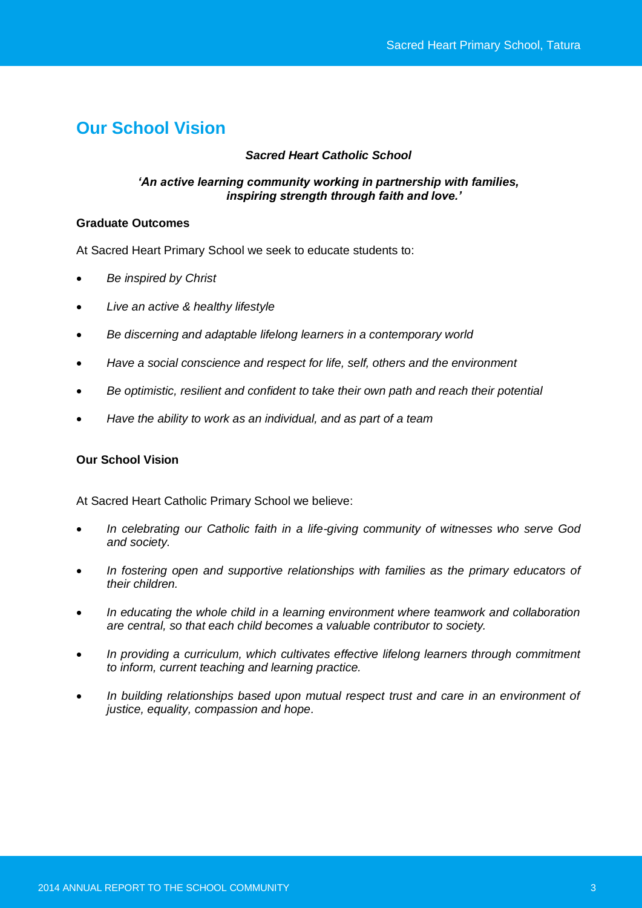## Our School Vision

***Sacred Heart Catholic School***

***'An active learning community working in partnership with families, inspiring strength through faith and love.'***

**Graduate Outcomes**

At Sacred Heart Primary School we seek to educate students to:

- *Be inspired by Christ*
- *Live an active & healthy lifestyle*
- *Be discerning and adaptable lifelong learners in a contemporary world*
- *Have a social conscience and respect for life, self, others and the environment*
- *Be optimistic, resilient and confident to take their own path and reach their potential*
- *Have the ability to work as an individual, and as part of a team*

**Our School Vision**

At Sacred Heart Catholic Primary School we believe:

- *In celebrating our Catholic faith in a life-giving community of witnesses who serve God and society.*
- *In fostering open and supportive relationships with families as the primary educators of their children.*
- *In educating the whole child in a learning environment where teamwork and collaboration are central, so that each child becomes a valuable contributor to society.*
- *In providing a curriculum, which cultivates effective lifelong learners through commitment to inform, current teaching and learning practice.*
- *In building relationships based upon mutual respect trust and care in an environment of justice, equality, compassion and hope.*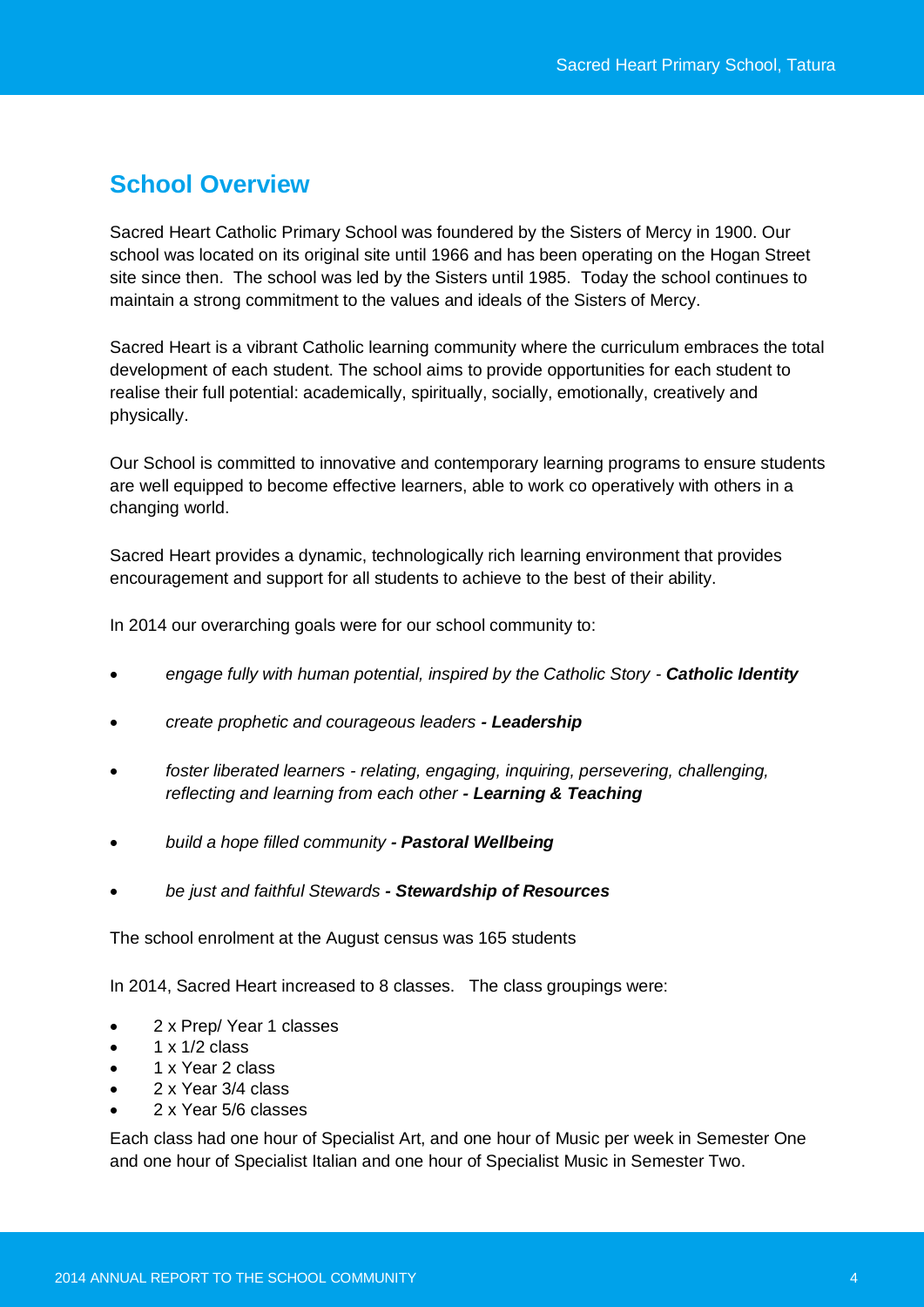## School Overview

Sacred Heart Catholic Primary School was foundered by the Sisters of Mercy in 1900. Our school was located on its original site until 1966 and has been operating on the Hogan Street site since then. The school was led by the Sisters until 1985. Today the school continues to maintain a strong commitment to the values and ideals of the Sisters of Mercy.

Sacred Heart is a vibrant Catholic learning community where the curriculum embraces the total development of each student. The school aims to provide opportunities for each student to realise their full potential: academically, spiritually, socially, emotionally, creatively and physically.

Our School is committed to innovative and contemporary learning programs to ensure students are well equipped to become effective learners, able to work co operatively with others in a changing world.

Sacred Heart provides a dynamic, technologically rich learning environment that provides encouragement and support for all students to achieve to the best of their ability.

In 2014 our overarching goals were for our school community to:

- *engage fully with human potential, inspired by the Catholic Story -* ***Catholic Identity***
- *create prophetic and courageous leaders* ***- Leadership***
- *foster liberated learners - relating, engaging, inquiring, persevering, challenging, reflecting and learning from each other* ***- Learning & Teaching***
- *build a hope filled community* ***- Pastoral Wellbeing***
- *be just and faithful Stewards* ***- Stewardship of Resources***

The school enrolment at the August census was 165 students

In 2014, Sacred Heart increased to 8 classes. The class groupings were:

- 2 x Prep/ Year 1 classes
- 1 x 1/2 class
- 1 x Year 2 class
- 2 x Year 3/4 class
- 2 x Year 5/6 classes

Each class had one hour of Specialist Art, and one hour of Music per week in Semester One and one hour of Specialist Italian and one hour of Specialist Music in Semester Two.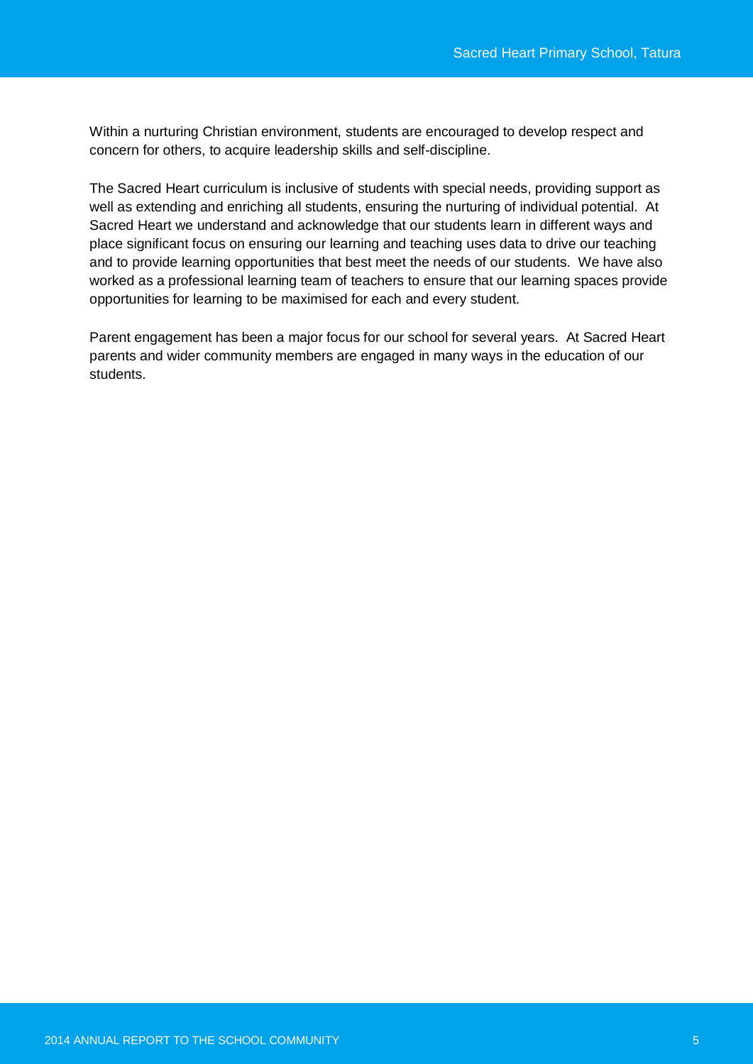Within a nurturing Christian environment, students are encouraged to develop respect and concern for others, to acquire leadership skills and self-discipline.

The Sacred Heart curriculum is inclusive of students with special needs, providing support as well as extending and enriching all students, ensuring the nurturing of individual potential. At Sacred Heart we understand and acknowledge that our students learn in different ways and place significant focus on ensuring our learning and teaching uses data to drive our teaching and to provide learning opportunities that best meet the needs of our students. We have also worked as a professional learning team of teachers to ensure that our learning spaces provide opportunities for learning to be maximised for each and every student.

Parent engagement has been a major focus for our school for several years. At Sacred Heart parents and wider community members are engaged in many ways in the education of our students.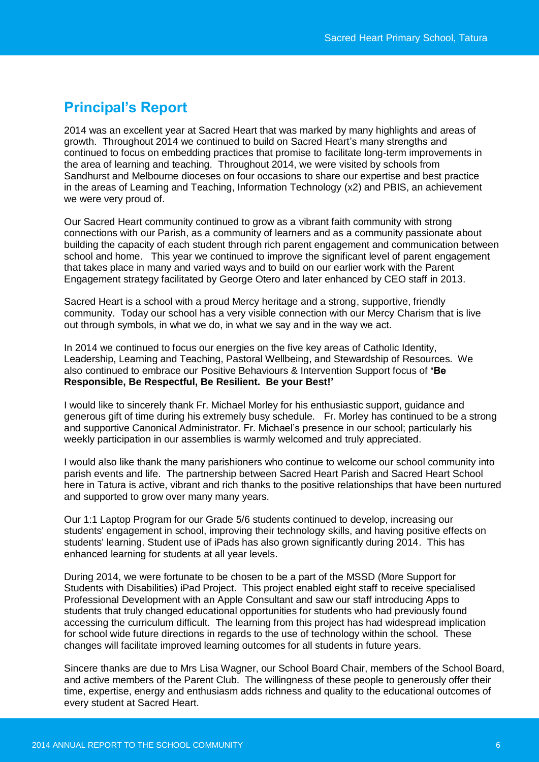## Principal's Report

2014 was an excellent year at Sacred Heart that was marked by many highlights and areas of growth. Throughout 2014 we continued to build on Sacred Heart's many strengths and continued to focus on embedding practices that promise to facilitate long-term improvements in the area of learning and teaching. Throughout 2014, we were visited by schools from Sandhurst and Melbourne dioceses on four occasions to share our expertise and best practice in the areas of Learning and Teaching, Information Technology (x2) and PBIS, an achievement we were very proud of.

Our Sacred Heart community continued to grow as a vibrant faith community with strong connections with our Parish, as a community of learners and as a community passionate about building the capacity of each student through rich parent engagement and communication between school and home. This year we continued to improve the significant level of parent engagement that takes place in many and varied ways and to build on our earlier work with the Parent Engagement strategy facilitated by George Otero and later enhanced by CEO staff in 2013.

Sacred Heart is a school with a proud Mercy heritage and a strong, supportive, friendly community. Today our school has a very visible connection with our Mercy Charism that is live out through symbols, in what we do, in what we say and in the way we act.

In 2014 we continued to focus our energies on the five key areas of Catholic Identity, Leadership, Learning and Teaching, Pastoral Wellbeing, and Stewardship of Resources. We also continued to embrace our Positive Behaviours & Intervention Support focus of **'Be Responsible, Be Respectful, Be Resilient. Be your Best!'**

I would like to sincerely thank Fr. Michael Morley for his enthusiastic support, guidance and generous gift of time during his extremely busy schedule. Fr. Morley has continued to be a strong and supportive Canonical Administrator. Fr. Michael's presence in our school; particularly his weekly participation in our assemblies is warmly welcomed and truly appreciated.

I would also like thank the many parishioners who continue to welcome our school community into parish events and life. The partnership between Sacred Heart Parish and Sacred Heart School here in Tatura is active, vibrant and rich thanks to the positive relationships that have been nurtured and supported to grow over many many years.

Our 1:1 Laptop Program for our Grade 5/6 students continued to develop, increasing our students' engagement in school, improving their technology skills, and having positive effects on students' learning. Student use of iPads has also grown significantly during 2014. This has enhanced learning for students at all year levels.

During 2014, we were fortunate to be chosen to be a part of the MSSD (More Support for Students with Disabilities) iPad Project. This project enabled eight staff to receive specialised Professional Development with an Apple Consultant and saw our staff introducing Apps to students that truly changed educational opportunities for students who had previously found accessing the curriculum difficult. The learning from this project has had widespread implication for school wide future directions in regards to the use of technology within the school. These changes will facilitate improved learning outcomes for all students in future years.

Sincere thanks are due to Mrs Lisa Wagner, our School Board Chair, members of the School Board, and active members of the Parent Club. The willingness of these people to generously offer their time, expertise, energy and enthusiasm adds richness and quality to the educational outcomes of every student at Sacred Heart.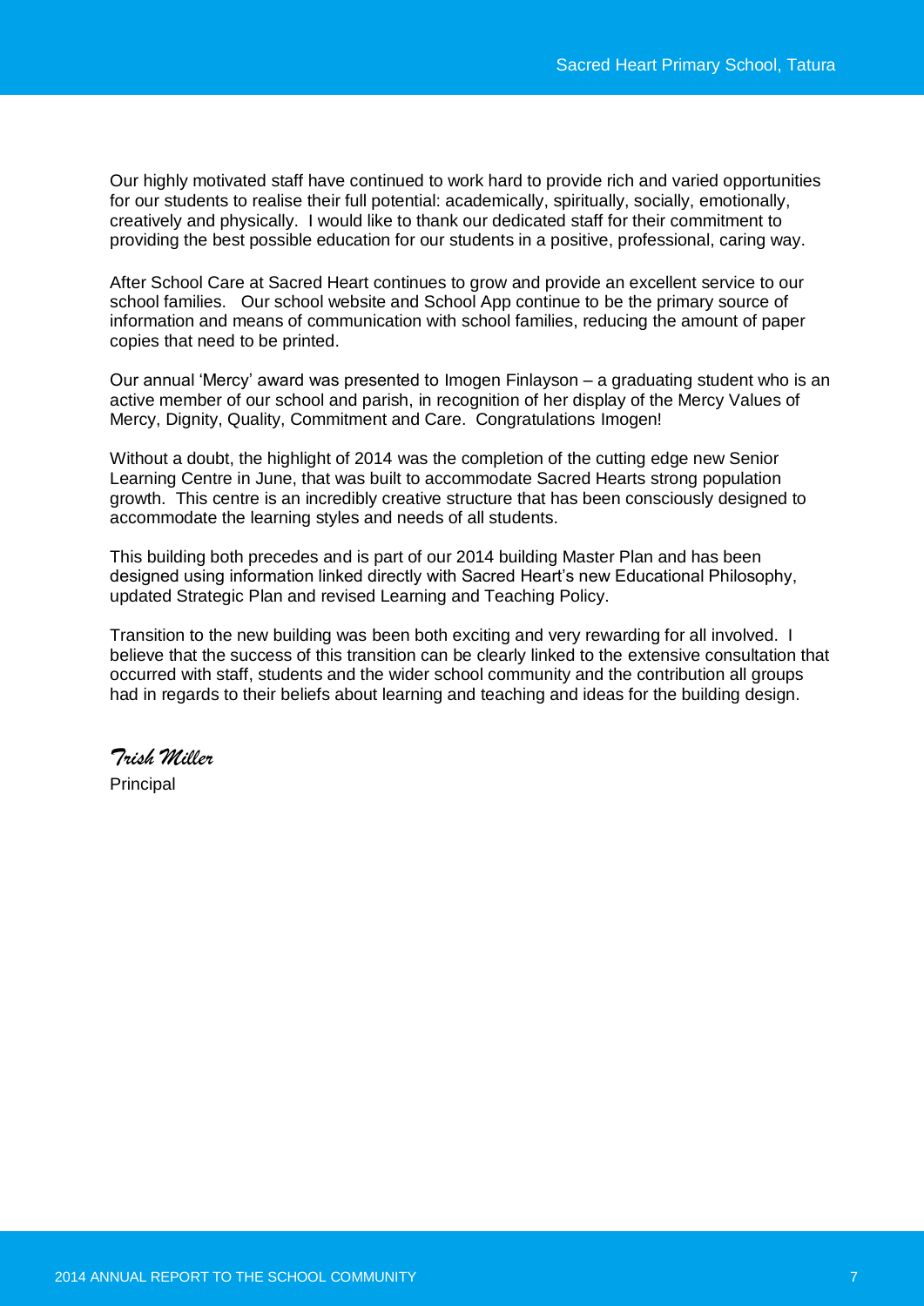Our highly motivated staff have continued to work hard to provide rich and varied opportunities for our students to realise their full potential: academically, spiritually, socially, emotionally, creatively and physically. I would like to thank our dedicated staff for their commitment to providing the best possible education for our students in a positive, professional, caring way.

After School Care at Sacred Heart continues to grow and provide an excellent service to our school families. Our school website and School App continue to be the primary source of information and means of communication with school families, reducing the amount of paper copies that need to be printed.

Our annual 'Mercy' award was presented to Imogen Finlayson – a graduating student who is an active member of our school and parish, in recognition of her display of the Mercy Values of Mercy, Dignity, Quality, Commitment and Care. Congratulations Imogen!

Without a doubt, the highlight of 2014 was the completion of the cutting edge new Senior Learning Centre in June, that was built to accommodate Sacred Hearts strong population growth. This centre is an incredibly creative structure that has been consciously designed to accommodate the learning styles and needs of all students.

This building both precedes and is part of our 2014 building Master Plan and has been designed using information linked directly with Sacred Heart's new Educational Philosophy, updated Strategic Plan and revised Learning and Teaching Policy.

Transition to the new building was been both exciting and very rewarding for all involved. I believe that the success of this transition can be clearly linked to the extensive consultation that occurred with staff, students and the wider school community and the contribution all groups had in regards to their beliefs about learning and teaching and ideas for the building design.

*Trish Miller*

Principal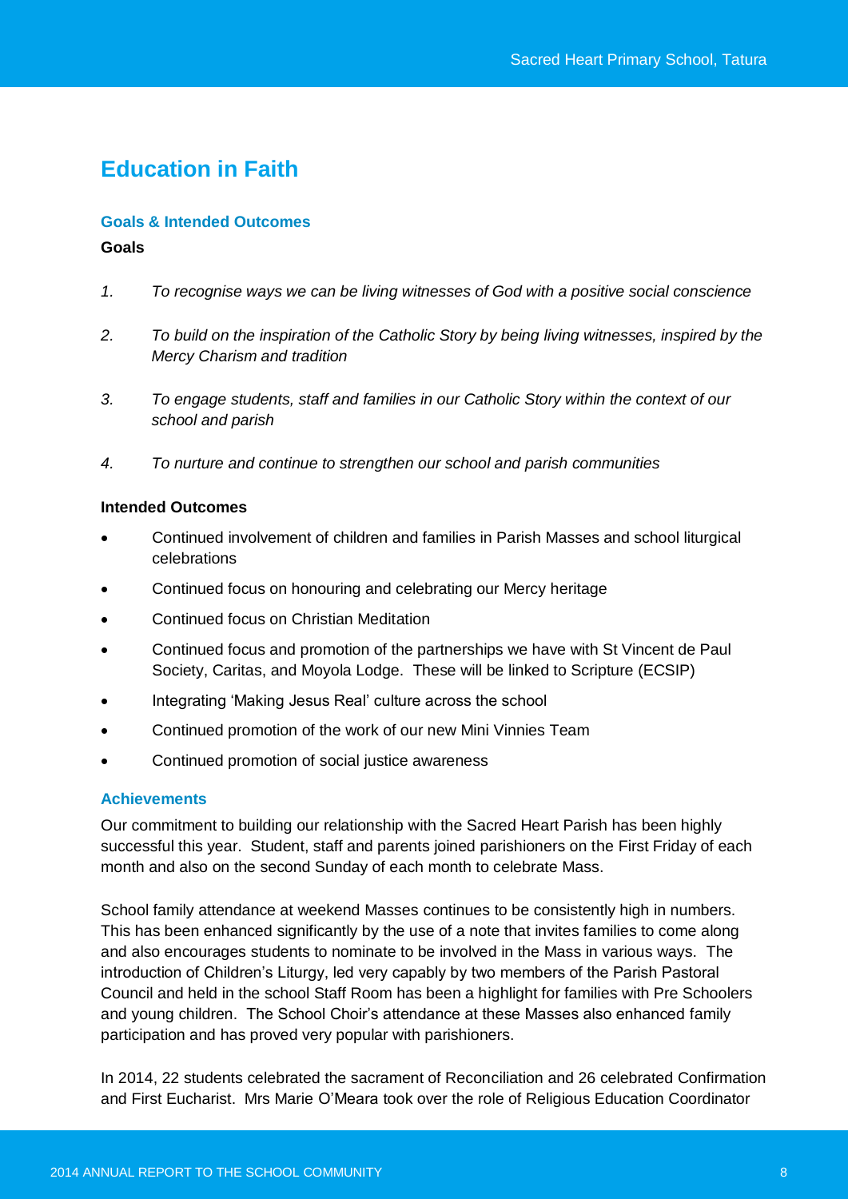## Education in Faith

### Goals & Intended Outcomes

**Goals**

1. *To recognise ways we can be living witnesses of God with a positive social conscience*
2. *To build on the inspiration of the Catholic Story by being living witnesses, inspired by the Mercy Charism and tradition*
3. *To engage students, staff and families in our Catholic Story within the context of our school and parish*
4. *To nurture and continue to strengthen our school and parish communities*

**Intended Outcomes**

- Continued involvement of children and families in Parish Masses and school liturgical celebrations
- Continued focus on honouring and celebrating our Mercy heritage
- Continued focus on Christian Meditation
- Continued focus and promotion of the partnerships we have with St Vincent de Paul Society, Caritas, and Moyola Lodge. These will be linked to Scripture (ECSIP)
- Integrating 'Making Jesus Real' culture across the school
- Continued promotion of the work of our new Mini Vinnies Team
- Continued promotion of social justice awareness

### Achievements

Our commitment to building our relationship with the Sacred Heart Parish has been highly successful this year. Student, staff and parents joined parishioners on the First Friday of each month and also on the second Sunday of each month to celebrate Mass.

School family attendance at weekend Masses continues to be consistently high in numbers. This has been enhanced significantly by the use of a note that invites families to come along and also encourages students to nominate to be involved in the Mass in various ways. The introduction of Children's Liturgy, led very capably by two members of the Parish Pastoral Council and held in the school Staff Room has been a highlight for families with Pre Schoolers and young children. The School Choir's attendance at these Masses also enhanced family participation and has proved very popular with parishioners.

In 2014, 22 students celebrated the sacrament of Reconciliation and 26 celebrated Confirmation and First Eucharist. Mrs Marie O'Meara took over the role of Religious Education Coordinator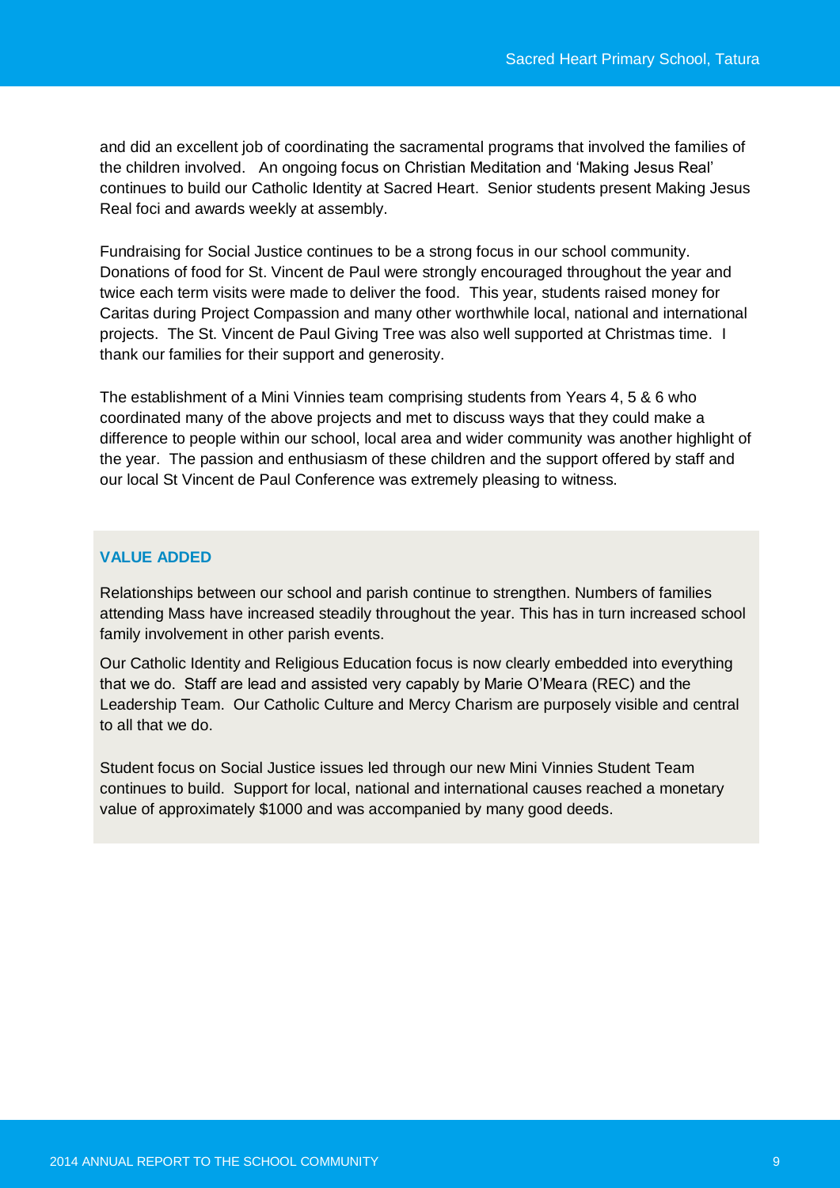and did an excellent job of coordinating the sacramental programs that involved the families of the children involved. An ongoing focus on Christian Meditation and 'Making Jesus Real' continues to build our Catholic Identity at Sacred Heart. Senior students present Making Jesus Real foci and awards weekly at assembly.

Fundraising for Social Justice continues to be a strong focus in our school community. Donations of food for St. Vincent de Paul were strongly encouraged throughout the year and twice each term visits were made to deliver the food. This year, students raised money for Caritas during Project Compassion and many other worthwhile local, national and international projects. The St. Vincent de Paul Giving Tree was also well supported at Christmas time. I thank our families for their support and generosity.

The establishment of a Mini Vinnies team comprising students from Years 4, 5 & 6 who coordinated many of the above projects and met to discuss ways that they could make a difference to people within our school, local area and wider community was another highlight of the year. The passion and enthusiasm of these children and the support offered by staff and our local St Vincent de Paul Conference was extremely pleasing to witness.

### VALUE ADDED

Relationships between our school and parish continue to strengthen. Numbers of families attending Mass have increased steadily throughout the year. This has in turn increased school family involvement in other parish events.

Our Catholic Identity and Religious Education focus is now clearly embedded into everything that we do. Staff are lead and assisted very capably by Marie O'Meara (REC) and the Leadership Team. Our Catholic Culture and Mercy Charism are purposely visible and central to all that we do.

Student focus on Social Justice issues led through our new Mini Vinnies Student Team continues to build. Support for local, national and international causes reached a monetary value of approximately $1000 and was accompanied by many good deeds.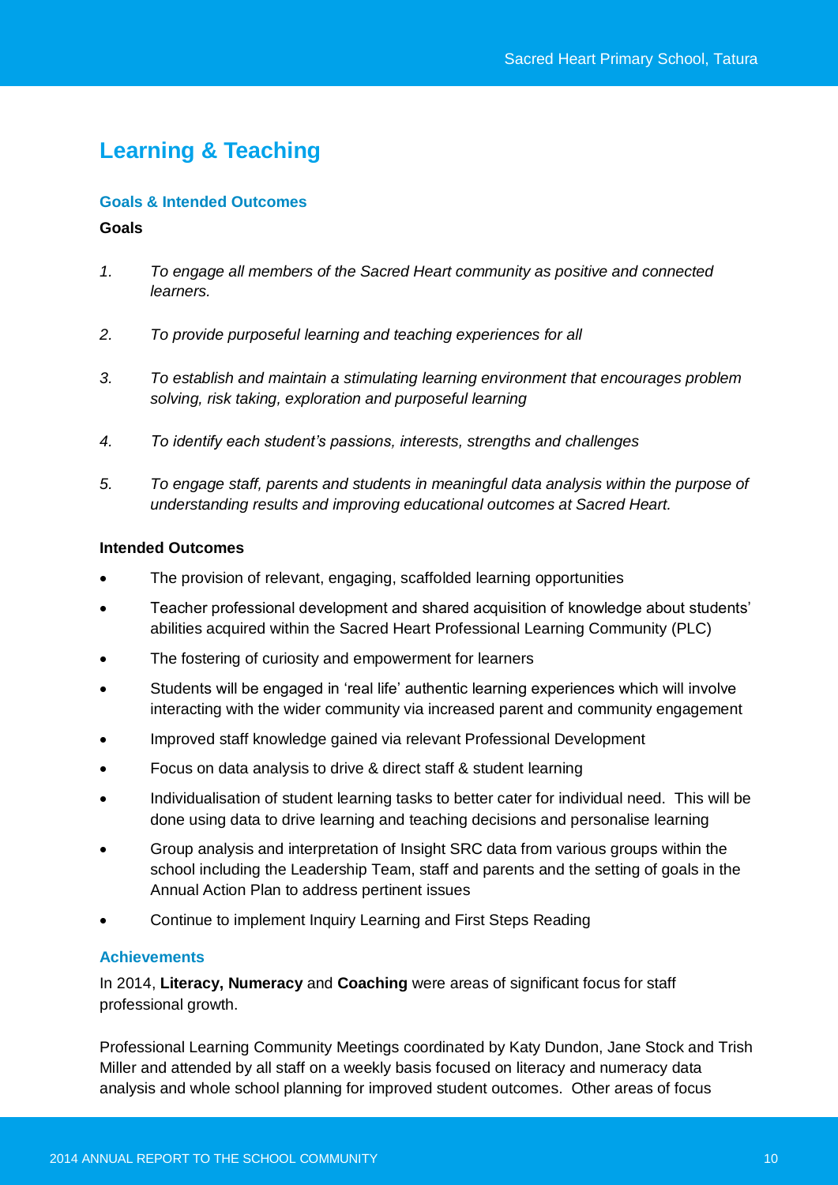## Learning & Teaching

### Goals & Intended Outcomes

**Goals**

1. *To engage all members of the Sacred Heart community as positive and connected learners.*

2. *To provide purposeful learning and teaching experiences for all*

3. *To establish and maintain a stimulating learning environment that encourages problem solving, risk taking, exploration and purposeful learning*

4. *To identify each student's passions, interests, strengths and challenges*

5. *To engage staff, parents and students in meaningful data analysis within the purpose of understanding results and improving educational outcomes at Sacred Heart.*

**Intended Outcomes**

- The provision of relevant, engaging, scaffolded learning opportunities
- Teacher professional development and shared acquisition of knowledge about students' abilities acquired within the Sacred Heart Professional Learning Community (PLC)
- The fostering of curiosity and empowerment for learners
- Students will be engaged in 'real life' authentic learning experiences which will involve interacting with the wider community via increased parent and community engagement
- Improved staff knowledge gained via relevant Professional Development
- Focus on data analysis to drive & direct staff & student learning
- Individualisation of student learning tasks to better cater for individual need. This will be done using data to drive learning and teaching decisions and personalise learning
- Group analysis and interpretation of Insight SRC data from various groups within the school including the Leadership Team, staff and parents and the setting of goals in the Annual Action Plan to address pertinent issues
- Continue to implement Inquiry Learning and First Steps Reading

### Achievements

In 2014, **Literacy, Numeracy** and **Coaching** were areas of significant focus for staff professional growth.

Professional Learning Community Meetings coordinated by Katy Dundon, Jane Stock and Trish Miller and attended by all staff on a weekly basis focused on literacy and numeracy data analysis and whole school planning for improved student outcomes. Other areas of focus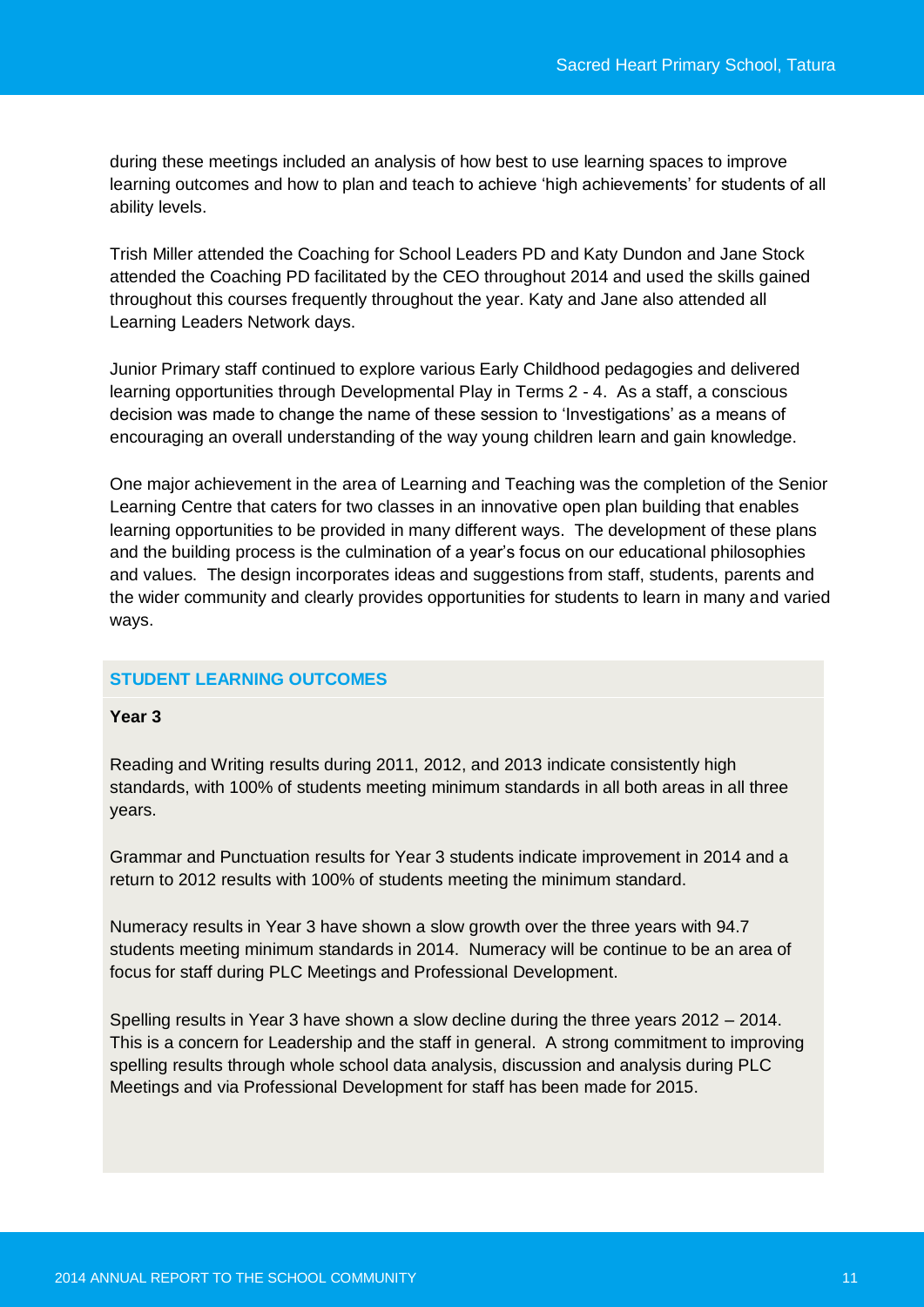during these meetings included an analysis of how best to use learning spaces to improve learning outcomes and how to plan and teach to achieve 'high achievements' for students of all ability levels.

Trish Miller attended the Coaching for School Leaders PD and Katy Dundon and Jane Stock attended the Coaching PD facilitated by the CEO throughout 2014 and used the skills gained throughout this courses frequently throughout the year. Katy and Jane also attended all Learning Leaders Network days.

Junior Primary staff continued to explore various Early Childhood pedagogies and delivered learning opportunities through Developmental Play in Terms 2 - 4. As a staff, a conscious decision was made to change the name of these session to 'Investigations' as a means of encouraging an overall understanding of the way young children learn and gain knowledge.

One major achievement in the area of Learning and Teaching was the completion of the Senior Learning Centre that caters for two classes in an innovative open plan building that enables learning opportunities to be provided in many different ways. The development of these plans and the building process is the culmination of a year's focus on our educational philosophies and values. The design incorporates ideas and suggestions from staff, students, parents and the wider community and clearly provides opportunities for students to learn in many and varied ways.

## STUDENT LEARNING OUTCOMES

**Year 3**

Reading and Writing results during 2011, 2012, and 2013 indicate consistently high standards, with 100% of students meeting minimum standards in all both areas in all three years.

Grammar and Punctuation results for Year 3 students indicate improvement in 2014 and a return to 2012 results with 100% of students meeting the minimum standard.

Numeracy results in Year 3 have shown a slow growth over the three years with 94.7 students meeting minimum standards in 2014. Numeracy will be continue to be an area of focus for staff during PLC Meetings and Professional Development.

Spelling results in Year 3 have shown a slow decline during the three years 2012 – 2014. This is a concern for Leadership and the staff in general. A strong commitment to improving spelling results through whole school data analysis, discussion and analysis during PLC Meetings and via Professional Development for staff has been made for 2015.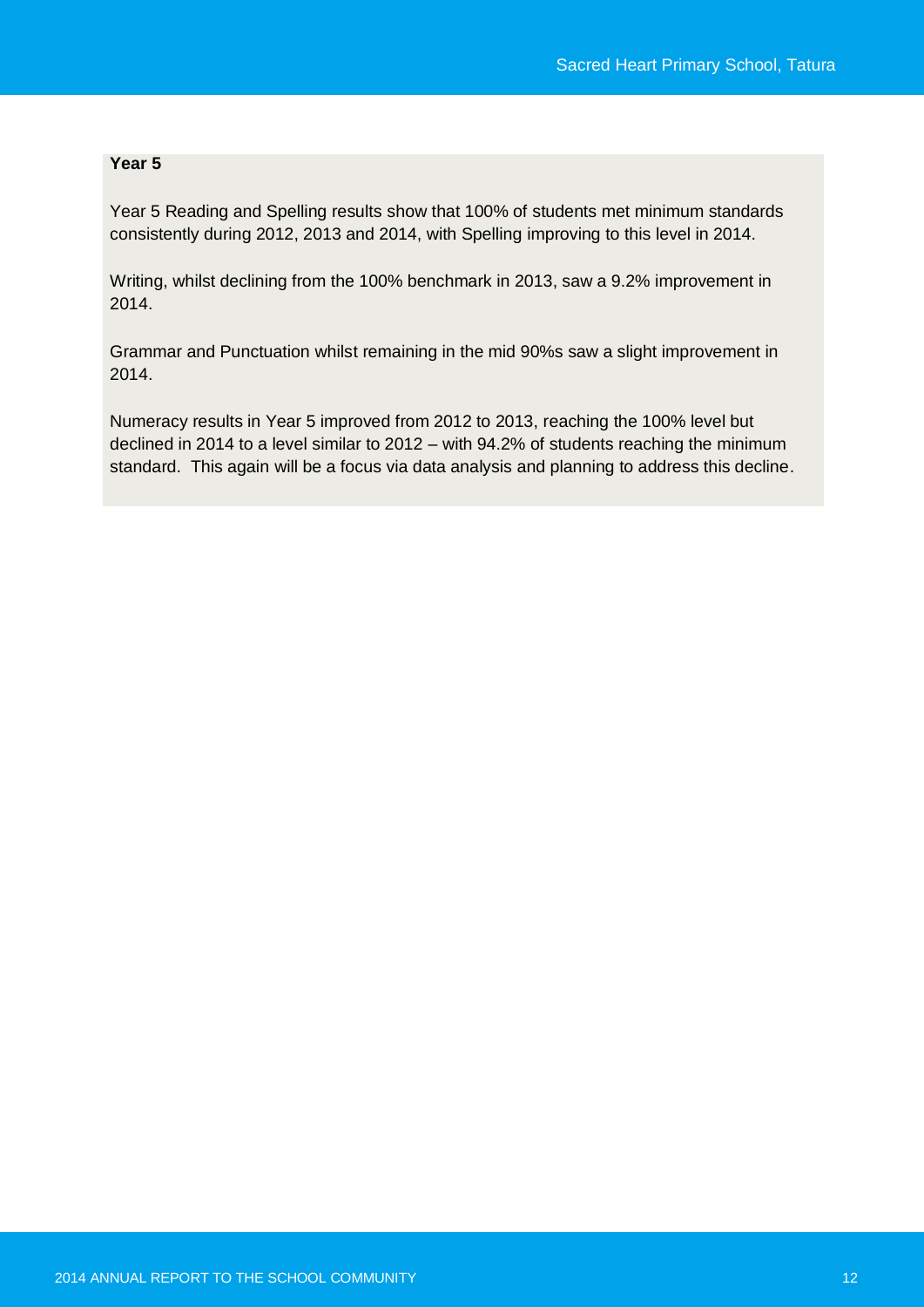**Year 5**

Year 5 Reading and Spelling results show that 100% of students met minimum standards consistently during 2012, 2013 and 2014, with Spelling improving to this level in 2014.

Writing, whilst declining from the 100% benchmark in 2013, saw a 9.2% improvement in 2014.

Grammar and Punctuation whilst remaining in the mid 90%s saw a slight improvement in 2014.

Numeracy results in Year 5 improved from 2012 to 2013, reaching the 100% level but declined in 2014 to a level similar to 2012 – with 94.2% of students reaching the minimum standard. This again will be a focus via data analysis and planning to address this decline.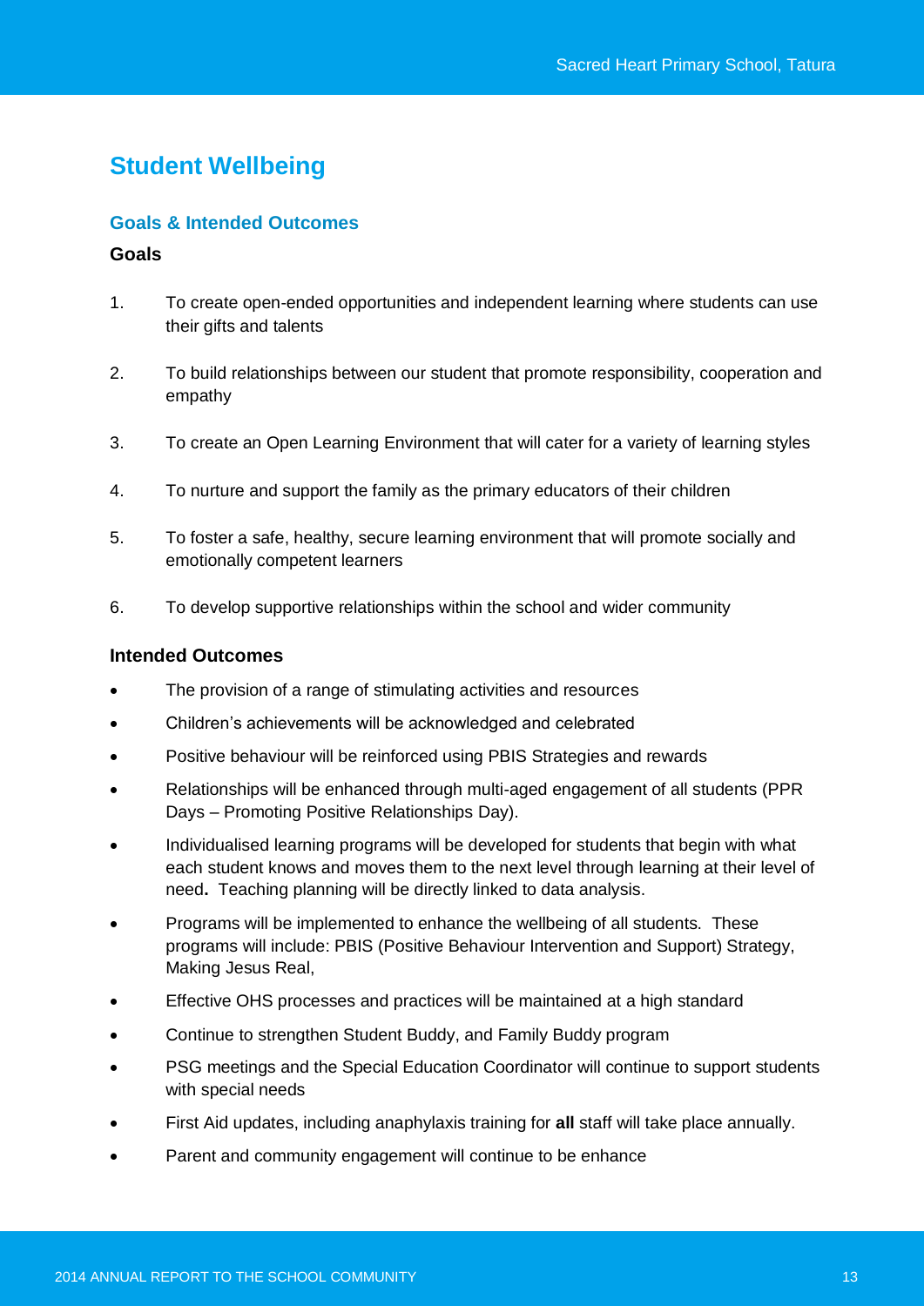# Student Wellbeing

## Goals & Intended Outcomes

### Goals

1. To create open-ended opportunities and independent learning where students can use their gifts and talents

2. To build relationships between our student that promote responsibility, cooperation and empathy

3. To create an Open Learning Environment that will cater for a variety of learning styles

4. To nurture and support the family as the primary educators of their children

5. To foster a safe, healthy, secure learning environment that will promote socially and emotionally competent learners

6. To develop supportive relationships within the school and wider community

### Intended Outcomes

- The provision of a range of stimulating activities and resources
- Children's achievements will be acknowledged and celebrated
- Positive behaviour will be reinforced using PBIS Strategies and rewards
- Relationships will be enhanced through multi-aged engagement of all students (PPR Days – Promoting Positive Relationships Day).
- Individualised learning programs will be developed for students that begin with what each student knows and moves them to the next level through learning at their level of need**.** Teaching planning will be directly linked to data analysis.
- Programs will be implemented to enhance the wellbeing of all students. These programs will include: PBIS (Positive Behaviour Intervention and Support) Strategy, Making Jesus Real,
- Effective OHS processes and practices will be maintained at a high standard
- Continue to strengthen Student Buddy, and Family Buddy program
- PSG meetings and the Special Education Coordinator will continue to support students with special needs
- First Aid updates, including anaphylaxis training for **all** staff will take place annually.
- Parent and community engagement will continue to be enhance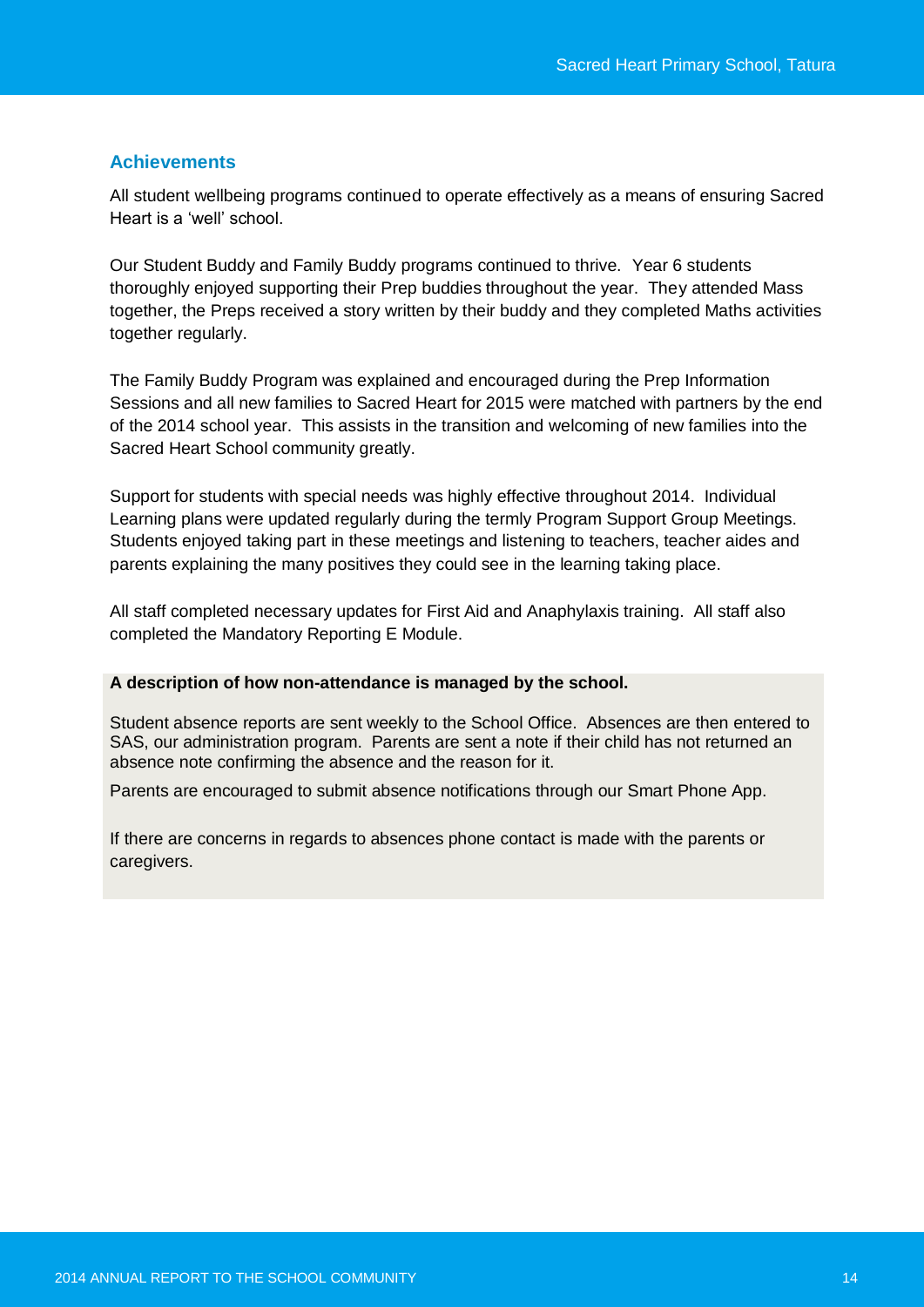### Achievements

All student wellbeing programs continued to operate effectively as a means of ensuring Sacred Heart is a 'well' school.

Our Student Buddy and Family Buddy programs continued to thrive. Year 6 students thoroughly enjoyed supporting their Prep buddies throughout the year. They attended Mass together, the Preps received a story written by their buddy and they completed Maths activities together regularly.

The Family Buddy Program was explained and encouraged during the Prep Information Sessions and all new families to Sacred Heart for 2015 were matched with partners by the end of the 2014 school year. This assists in the transition and welcoming of new families into the Sacred Heart School community greatly.

Support for students with special needs was highly effective throughout 2014. Individual Learning plans were updated regularly during the termly Program Support Group Meetings. Students enjoyed taking part in these meetings and listening to teachers, teacher aides and parents explaining the many positives they could see in the learning taking place.

All staff completed necessary updates for First Aid and Anaphylaxis training. All staff also completed the Mandatory Reporting E Module.

**A description of how non-attendance is managed by the school.**

Student absence reports are sent weekly to the School Office. Absences are then entered to SAS, our administration program. Parents are sent a note if their child has not returned an absence note confirming the absence and the reason for it.

Parents are encouraged to submit absence notifications through our Smart Phone App.

If there are concerns in regards to absences phone contact is made with the parents or caregivers.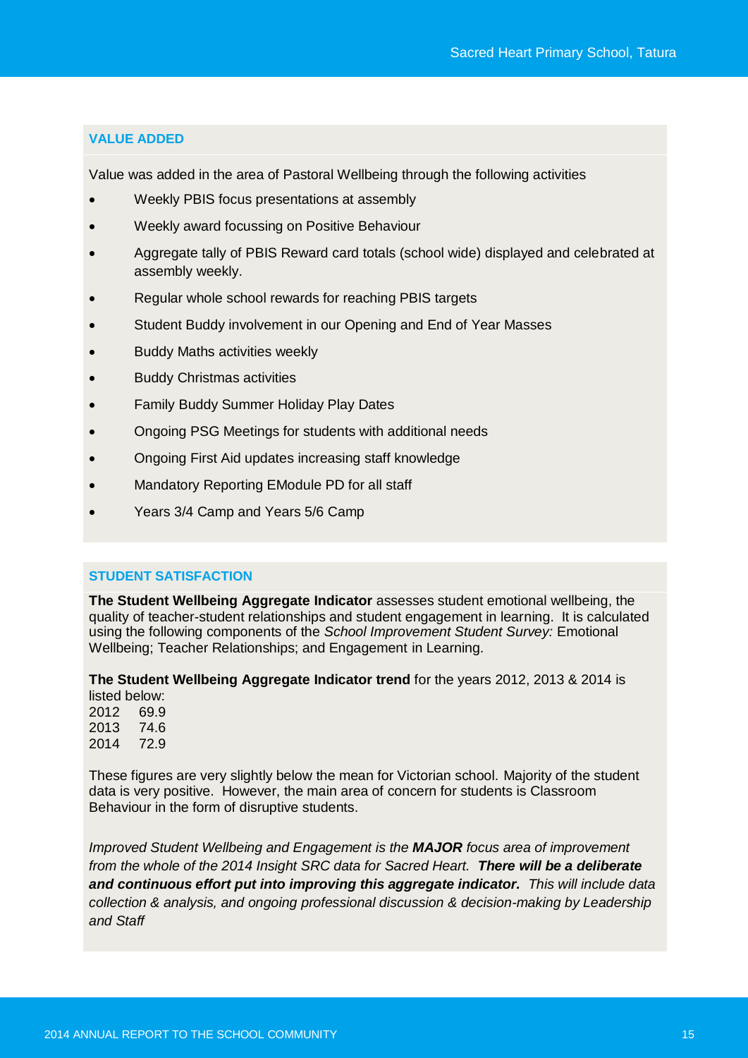## VALUE ADDED

Value was added in the area of Pastoral Wellbeing through the following activities

- Weekly PBIS focus presentations at assembly
- Weekly award focussing on Positive Behaviour
- Aggregate tally of PBIS Reward card totals (school wide) displayed and celebrated at assembly weekly.
- Regular whole school rewards for reaching PBIS targets
- Student Buddy involvement in our Opening and End of Year Masses
- Buddy Maths activities weekly
- Buddy Christmas activities
- Family Buddy Summer Holiday Play Dates
- Ongoing PSG Meetings for students with additional needs
- Ongoing First Aid updates increasing staff knowledge
- Mandatory Reporting EModule PD for all staff
- Years 3/4 Camp and Years 5/6 Camp

## STUDENT SATISFACTION

**The Student Wellbeing Aggregate Indicator** assesses student emotional wellbeing, the quality of teacher-student relationships and student engagement in learning. It is calculated using the following components of the *School Improvement Student Survey:* Emotional Wellbeing; Teacher Relationships; and Engagement in Learning.

**The Student Wellbeing Aggregate Indicator trend** for the years 2012, 2013 & 2014 is listed below:

2012 69.9
2013 74.6
2014 72.9

These figures are very slightly below the mean for Victorian school. Majority of the student data is very positive. However, the main area of concern for students is Classroom Behaviour in the form of disruptive students.

*Improved Student Wellbeing and Engagement is the **MAJOR** focus area of improvement from the whole of the 2014 Insight SRC data for Sacred Heart. **There will be a deliberate and continuous effort put into improving this aggregate indicator.** This will include data collection & analysis, and ongoing professional discussion & decision-making by Leadership and Staff*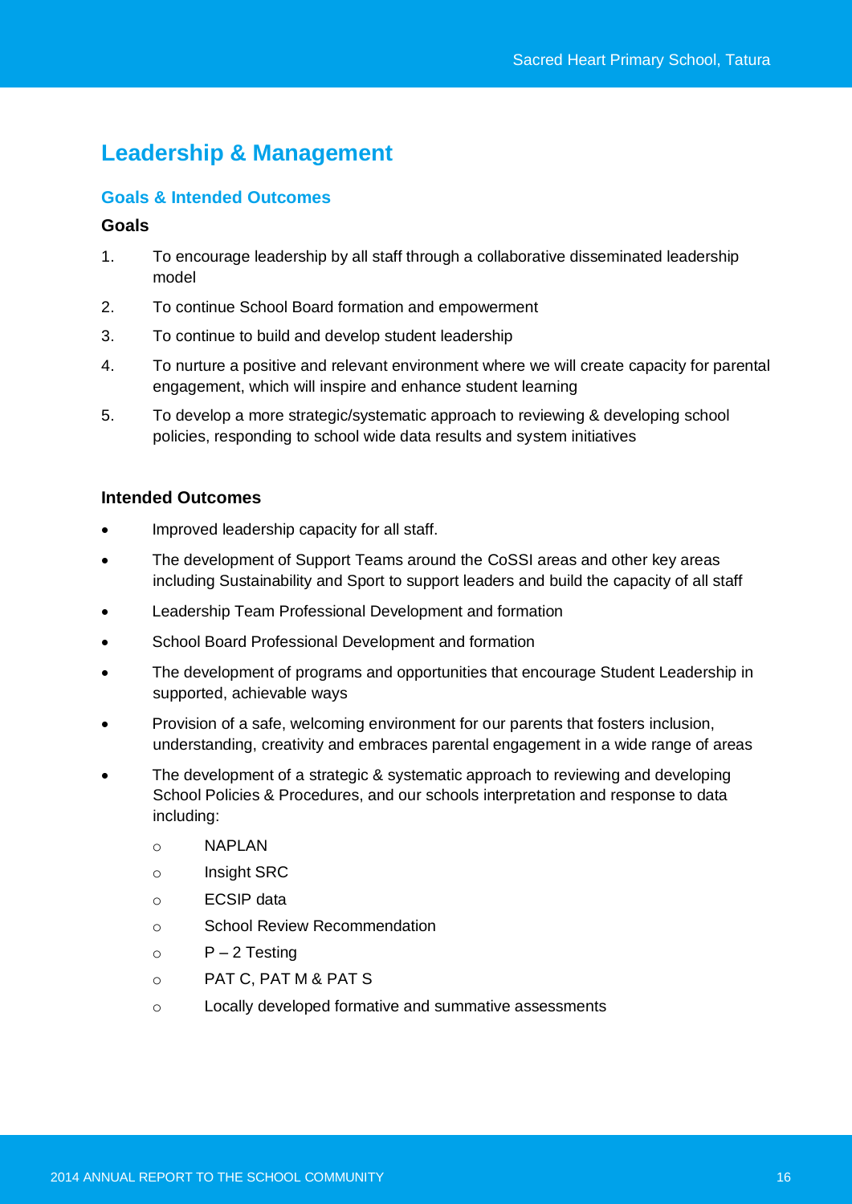# Leadership & Management

## Goals & Intended Outcomes

### Goals

1. To encourage leadership by all staff through a collaborative disseminated leadership model
2. To continue School Board formation and empowerment
3. To continue to build and develop student leadership
4. To nurture a positive and relevant environment where we will create capacity for parental engagement, which will inspire and enhance student learning
5. To develop a more strategic/systematic approach to reviewing & developing school policies, responding to school wide data results and system initiatives

### Intended Outcomes

- Improved leadership capacity for all staff.
- The development of Support Teams around the CoSSI areas and other key areas including Sustainability and Sport to support leaders and build the capacity of all staff
- Leadership Team Professional Development and formation
- School Board Professional Development and formation
- The development of programs and opportunities that encourage Student Leadership in supported, achievable ways
- Provision of a safe, welcoming environment for our parents that fosters inclusion, understanding, creativity and embraces parental engagement in a wide range of areas
- The development of a strategic & systematic approach to reviewing and developing School Policies & Procedures, and our schools interpretation and response to data including:
  - NAPLAN
  - Insight SRC
  - ECSIP data
  - School Review Recommendation
  - P – 2 Testing
  - PAT C, PAT M & PAT S
  - Locally developed formative and summative assessments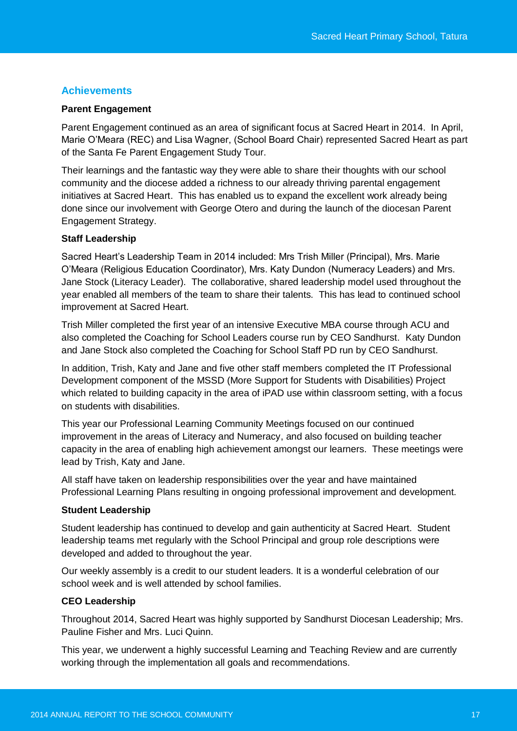## Achievements

### Parent Engagement

Parent Engagement continued as an area of significant focus at Sacred Heart in 2014. In April, Marie O'Meara (REC) and Lisa Wagner, (School Board Chair) represented Sacred Heart as part of the Santa Fe Parent Engagement Study Tour.

Their learnings and the fantastic way they were able to share their thoughts with our school community and the diocese added a richness to our already thriving parental engagement initiatives at Sacred Heart. This has enabled us to expand the excellent work already being done since our involvement with George Otero and during the launch of the diocesan Parent Engagement Strategy.

### Staff Leadership

Sacred Heart's Leadership Team in 2014 included: Mrs Trish Miller (Principal), Mrs. Marie O'Meara (Religious Education Coordinator), Mrs. Katy Dundon (Numeracy Leaders) and Mrs. Jane Stock (Literacy Leader). The collaborative, shared leadership model used throughout the year enabled all members of the team to share their talents. This has lead to continued school improvement at Sacred Heart.

Trish Miller completed the first year of an intensive Executive MBA course through ACU and also completed the Coaching for School Leaders course run by CEO Sandhurst. Katy Dundon and Jane Stock also completed the Coaching for School Staff PD run by CEO Sandhurst.

In addition, Trish, Katy and Jane and five other staff members completed the IT Professional Development component of the MSSD (More Support for Students with Disabilities) Project which related to building capacity in the area of iPAD use within classroom setting, with a focus on students with disabilities.

This year our Professional Learning Community Meetings focused on our continued improvement in the areas of Literacy and Numeracy, and also focused on building teacher capacity in the area of enabling high achievement amongst our learners. These meetings were lead by Trish, Katy and Jane.

All staff have taken on leadership responsibilities over the year and have maintained Professional Learning Plans resulting in ongoing professional improvement and development.

### Student Leadership

Student leadership has continued to develop and gain authenticity at Sacred Heart. Student leadership teams met regularly with the School Principal and group role descriptions were developed and added to throughout the year.

Our weekly assembly is a credit to our student leaders. It is a wonderful celebration of our school week and is well attended by school families.

### CEO Leadership

Throughout 2014, Sacred Heart was highly supported by Sandhurst Diocesan Leadership; Mrs. Pauline Fisher and Mrs. Luci Quinn.

This year, we underwent a highly successful Learning and Teaching Review and are currently working through the implementation all goals and recommendations.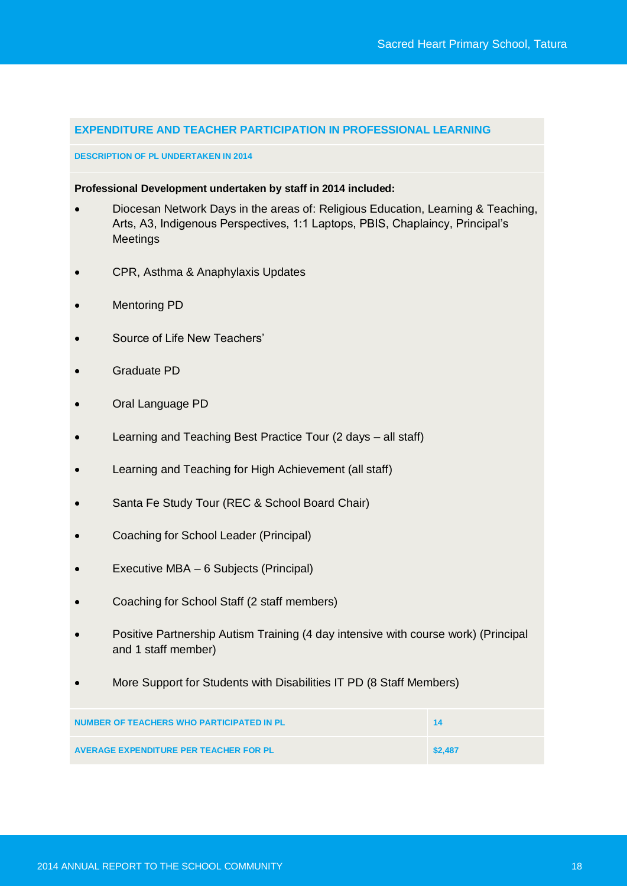## EXPENDITURE AND TEACHER PARTICIPATION IN PROFESSIONAL LEARNING

### DESCRIPTION OF PL UNDERTAKEN IN 2014

**Professional Development undertaken by staff in 2014 included:**

- Diocesan Network Days in the areas of: Religious Education, Learning & Teaching, Arts, A3, Indigenous Perspectives, 1:1 Laptops, PBIS, Chaplaincy, Principal's Meetings
- CPR, Asthma & Anaphylaxis Updates
- Mentoring PD
- Source of Life New Teachers'
- Graduate PD
- Oral Language PD
- Learning and Teaching Best Practice Tour (2 days – all staff)
- Learning and Teaching for High Achievement (all staff)
- Santa Fe Study Tour (REC & School Board Chair)
- Coaching for School Leader (Principal)
- Executive MBA – 6 Subjects (Principal)
- Coaching for School Staff (2 staff members)
- Positive Partnership Autism Training (4 day intensive with course work) (Principal and 1 staff member)
- More Support for Students with Disabilities IT PD (8 Staff Members)

| | |
|---|---|
| NUMBER OF TEACHERS WHO PARTICIPATED IN PL | 14 |
| AVERAGE EXPENDITURE PER TEACHER FOR PL | $2,487 |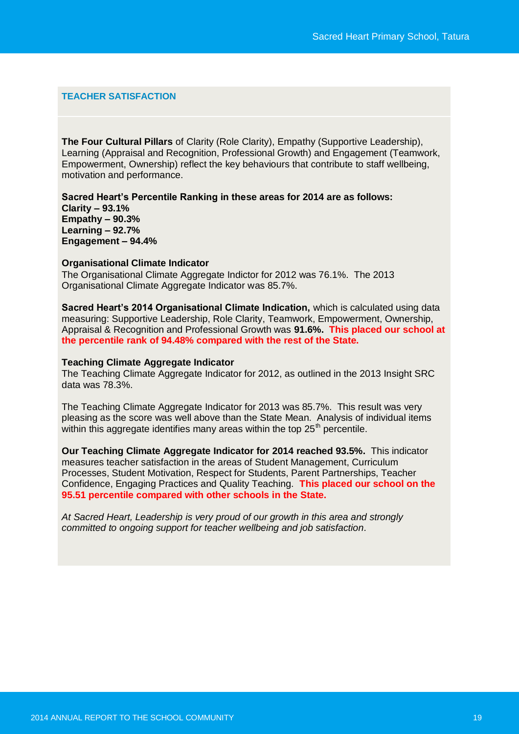## TEACHER SATISFACTION

**The Four Cultural Pillars** of Clarity (Role Clarity), Empathy (Supportive Leadership), Learning (Appraisal and Recognition, Professional Growth) and Engagement (Teamwork, Empowerment, Ownership) reflect the key behaviours that contribute to staff wellbeing, motivation and performance.

**Sacred Heart's Percentile Ranking in these areas for 2014 are as follows:**
**Clarity – 93.1%**
**Empathy – 90.3%**
**Learning – 92.7%**
**Engagement – 94.4%**

**Organisational Climate Indicator**
The Organisational Climate Aggregate Indictor for 2012 was 76.1%. The 2013 Organisational Climate Aggregate Indicator was 85.7%.

**Sacred Heart's 2014 Organisational Climate Indication,** which is calculated using data measuring: Supportive Leadership, Role Clarity, Teamwork, Empowerment, Ownership, Appraisal & Recognition and Professional Growth was **91.6%. This placed our school at the percentile rank of 94.48% compared with the rest of the State.**

**Teaching Climate Aggregate Indicator**
The Teaching Climate Aggregate Indicator for 2012, as outlined in the 2013 Insight SRC data was 78.3%.

The Teaching Climate Aggregate Indicator for 2013 was 85.7%. This result was very pleasing as the score was well above than the State Mean. Analysis of individual items within this aggregate identifies many areas within the top 25th percentile.

**Our Teaching Climate Aggregate Indicator for 2014 reached 93.5%.** This indicator measures teacher satisfaction in the areas of Student Management, Curriculum Processes, Student Motivation, Respect for Students, Parent Partnerships, Teacher Confidence, Engaging Practices and Quality Teaching. **This placed our school on the 95.51 percentile compared with other schools in the State.**

*At Sacred Heart, Leadership is very proud of our growth in this area and strongly committed to ongoing support for teacher wellbeing and job satisfaction.*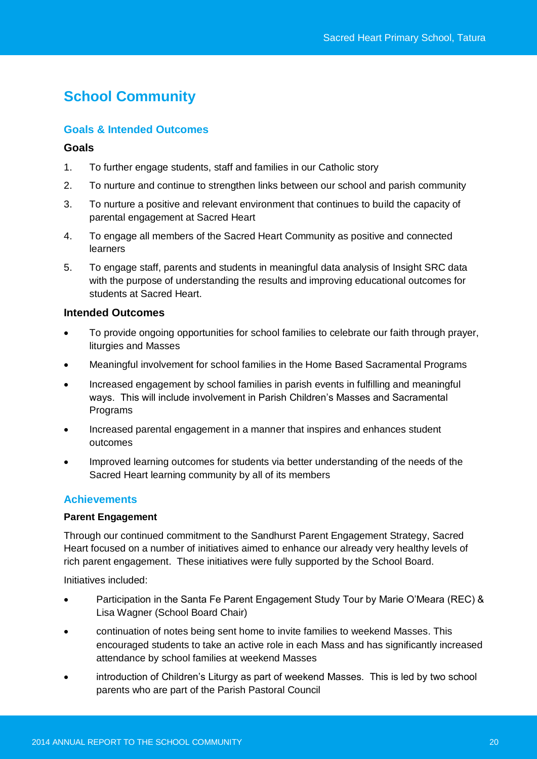# School Community

## Goals & Intended Outcomes

### Goals

1. To further engage students, staff and families in our Catholic story
2. To nurture and continue to strengthen links between our school and parish community
3. To nurture a positive and relevant environment that continues to build the capacity of parental engagement at Sacred Heart
4. To engage all members of the Sacred Heart Community as positive and connected learners
5. To engage staff, parents and students in meaningful data analysis of Insight SRC data with the purpose of understanding the results and improving educational outcomes for students at Sacred Heart.

### Intended Outcomes

- To provide ongoing opportunities for school families to celebrate our faith through prayer, liturgies and Masses
- Meaningful involvement for school families in the Home Based Sacramental Programs
- Increased engagement by school families in parish events in fulfilling and meaningful ways. This will include involvement in Parish Children's Masses and Sacramental Programs
- Increased parental engagement in a manner that inspires and enhances student outcomes
- Improved learning outcomes for students via better understanding of the needs of the Sacred Heart learning community by all of its members

## Achievements

**Parent Engagement**

Through our continued commitment to the Sandhurst Parent Engagement Strategy, Sacred Heart focused on a number of initiatives aimed to enhance our already very healthy levels of rich parent engagement. These initiatives were fully supported by the School Board.

Initiatives included:

- Participation in the Santa Fe Parent Engagement Study Tour by Marie O'Meara (REC) & Lisa Wagner (School Board Chair)
- continuation of notes being sent home to invite families to weekend Masses. This encouraged students to take an active role in each Mass and has significantly increased attendance by school families at weekend Masses
- introduction of Children's Liturgy as part of weekend Masses. This is led by two school parents who are part of the Parish Pastoral Council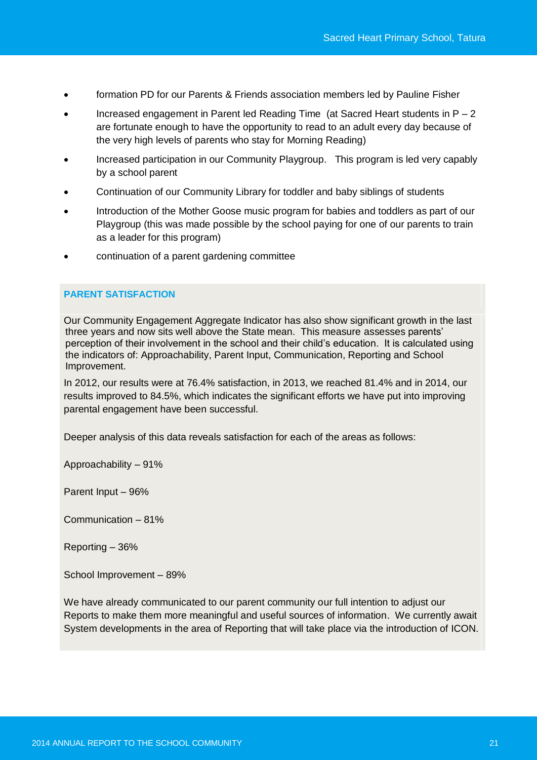- formation PD for our Parents & Friends association members led by Pauline Fisher
- Increased engagement in Parent led Reading Time (at Sacred Heart students in P – 2 are fortunate enough to have the opportunity to read to an adult every day because of the very high levels of parents who stay for Morning Reading)
- Increased participation in our Community Playgroup. This program is led very capably by a school parent
- Continuation of our Community Library for toddler and baby siblings of students
- Introduction of the Mother Goose music program for babies and toddlers as part of our Playgroup (this was made possible by the school paying for one of our parents to train as a leader for this program)
- continuation of a parent gardening committee

## PARENT SATISFACTION

Our Community Engagement Aggregate Indicator has also show significant growth in the last three years and now sits well above the State mean. This measure assesses parents' perception of their involvement in the school and their child's education. It is calculated using the indicators of: Approachability, Parent Input, Communication, Reporting and School Improvement.

In 2012, our results were at 76.4% satisfaction, in 2013, we reached 81.4% and in 2014, our results improved to 84.5%, which indicates the significant efforts we have put into improving parental engagement have been successful.

Deeper analysis of this data reveals satisfaction for each of the areas as follows:

Approachability – 91%

Parent Input – 96%

Communication – 81%

Reporting – 36%

School Improvement – 89%

We have already communicated to our parent community our full intention to adjust our Reports to make them more meaningful and useful sources of information. We currently await System developments in the area of Reporting that will take place via the introduction of ICON.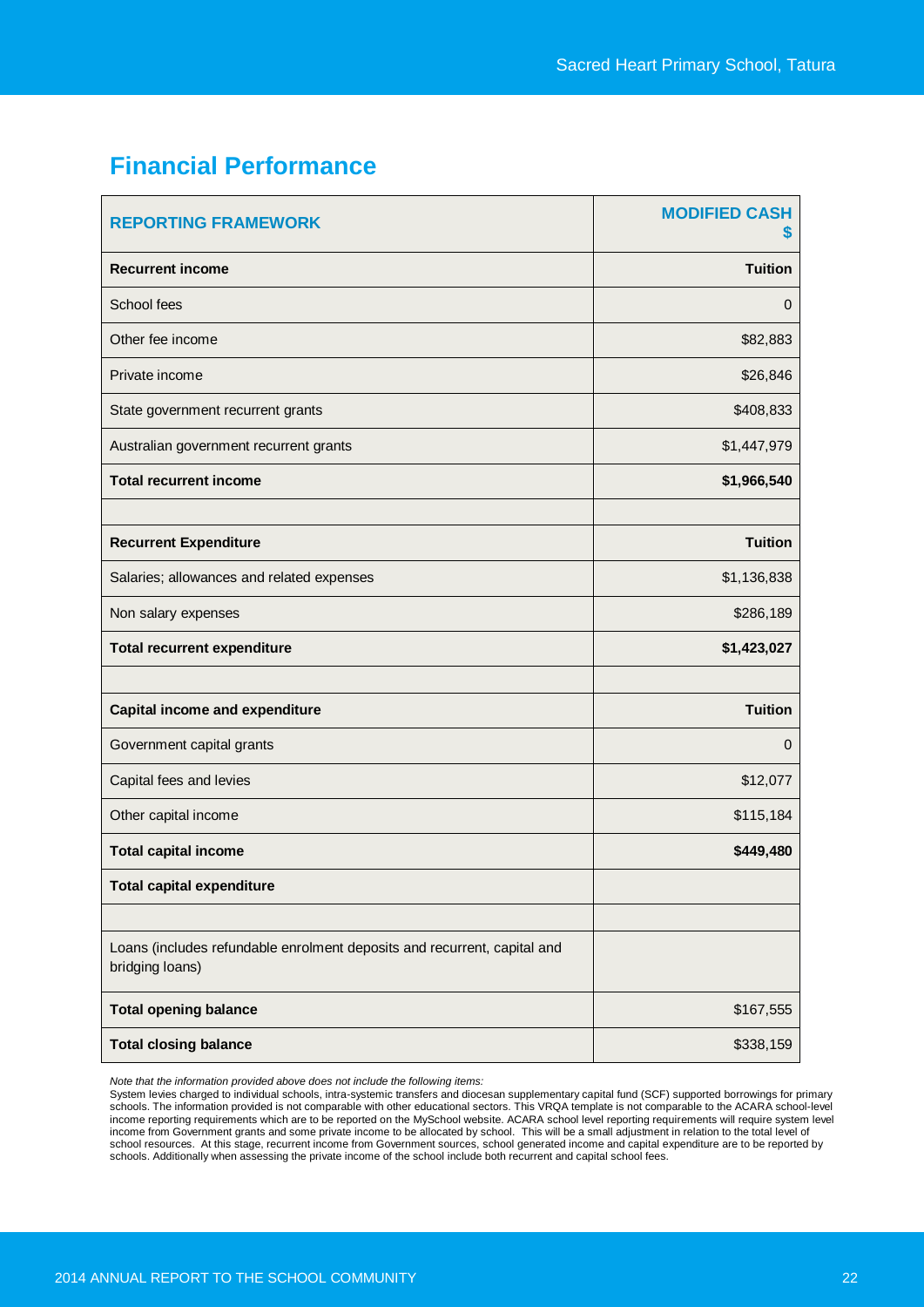## Financial Performance

| REPORTING FRAMEWORK | MODIFIED CASH $ |
|---|---|
| **Recurrent income** | **Tuition** |
| School fees | 0 |
| Other fee income | $82,883 |
| Private income | $26,846 |
| State government recurrent grants | $408,833 |
| Australian government recurrent grants | $1,447,979 |
| **Total recurrent income** | **$1,966,540** |
| | |
| **Recurrent Expenditure** | **Tuition** |
| Salaries; allowances and related expenses | $1,136,838 |
| Non salary expenses | $286,189 |
| **Total recurrent expenditure** | **$1,423,027** |
| | |
| **Capital income and expenditure** | **Tuition** |
| Government capital grants | 0 |
| Capital fees and levies | $12,077 |
| Other capital income | $115,184 |
| **Total capital income** | **$449,480** |
| **Total capital expenditure** | |
| | |
| Loans (includes refundable enrolment deposits and recurrent, capital and bridging loans) | |
| **Total opening balance** | $167,555 |
| **Total closing balance** | $338,159 |

*Note that the information provided above does not include the following items:*
System levies charged to individual schools, intra-systemic transfers and diocesan supplementary capital fund (SCF) supported borrowings for primary schools. The information provided is not comparable with other educational sectors. This VRQA template is not comparable to the ACARA school-level income reporting requirements which are to be reported on the MySchool website. ACARA school level reporting requirements will require system level income from Government grants and some private income to be allocated by school. This will be a small adjustment in relation to the total level of school resources. At this stage, recurrent income from Government sources, school generated income and capital expenditure are to be reported by schools. Additionally when assessing the private income of the school include both recurrent and capital school fees.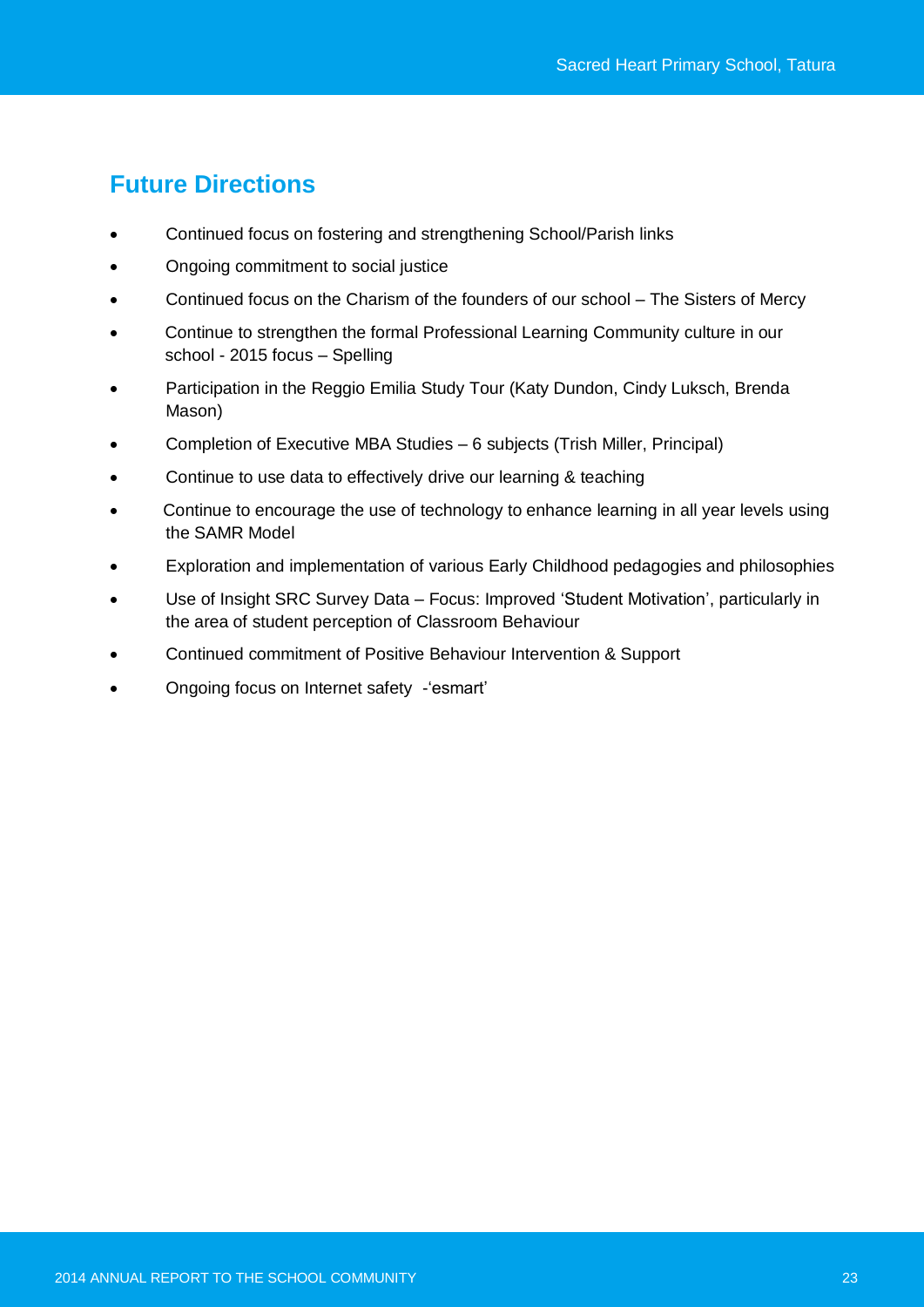## Future Directions

- Continued focus on fostering and strengthening School/Parish links
- Ongoing commitment to social justice
- Continued focus on the Charism of the founders of our school – The Sisters of Mercy
- Continue to strengthen the formal Professional Learning Community culture in our school - 2015 focus – Spelling
- Participation in the Reggio Emilia Study Tour (Katy Dundon, Cindy Luksch, Brenda Mason)
- Completion of Executive MBA Studies – 6 subjects (Trish Miller, Principal)
- Continue to use data to effectively drive our learning & teaching
- Continue to encourage the use of technology to enhance learning in all year levels using the SAMR Model
- Exploration and implementation of various Early Childhood pedagogies and philosophies
- Use of Insight SRC Survey Data – Focus: Improved 'Student Motivation', particularly in the area of student perception of Classroom Behaviour
- Continued commitment of Positive Behaviour Intervention & Support
- Ongoing focus on Internet safety -'esmart'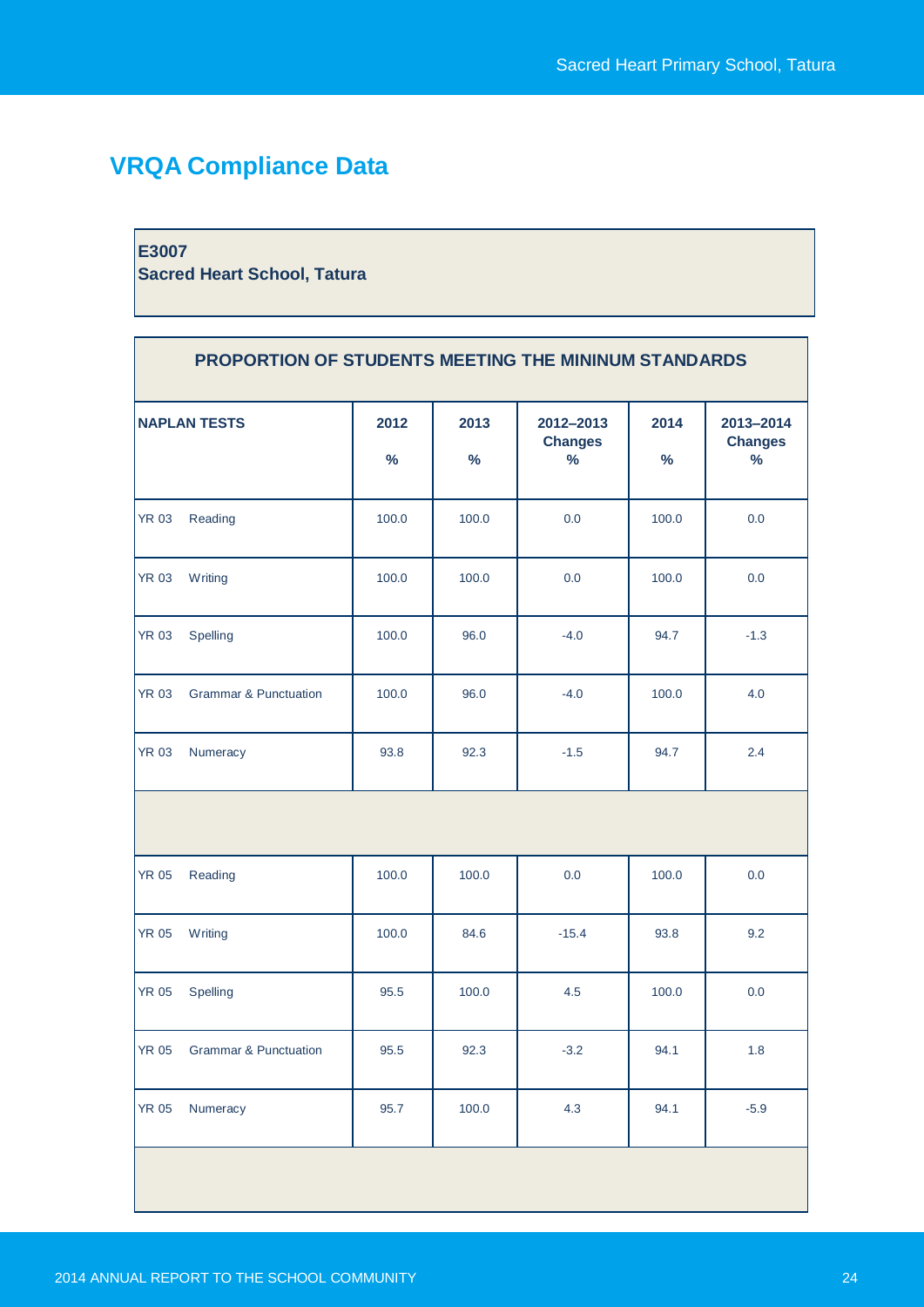## VRQA Compliance Data

**E3007**
**Sacred Heart School, Tatura**

| PROPORTION OF STUDENTS MEETING THE MININUM STANDARDS | | | | | | |
|---|---|---|---|---|---|---|
| **NAPLAN TESTS** | | **2012 %** | **2013 %** | **2012–2013 Changes %** | **2014 %** | **2013–2014 Changes %** |
| YR 03 | Reading | 100.0 | 100.0 | 0.0 | 100.0 | 0.0 |
| YR 03 | Writing | 100.0 | 100.0 | 0.0 | 100.0 | 0.0 |
| YR 03 | Spelling | 100.0 | 96.0 | -4.0 | 94.7 | -1.3 |
| YR 03 | Grammar & Punctuation | 100.0 | 96.0 | -4.0 | 100.0 | 4.0 |
| YR 03 | Numeracy | 93.8 | 92.3 | -1.5 | 94.7 | 2.4 |
| | | | | | | |
| YR 05 | Reading | 100.0 | 100.0 | 0.0 | 100.0 | 0.0 |
| YR 05 | Writing | 100.0 | 84.6 | -15.4 | 93.8 | 9.2 |
| YR 05 | Spelling | 95.5 | 100.0 | 4.5 | 100.0 | 0.0 |
| YR 05 | Grammar & Punctuation | 95.5 | 92.3 | -3.2 | 94.1 | 1.8 |
| YR 05 | Numeracy | 95.7 | 100.0 | 4.3 | 94.1 | -5.9 |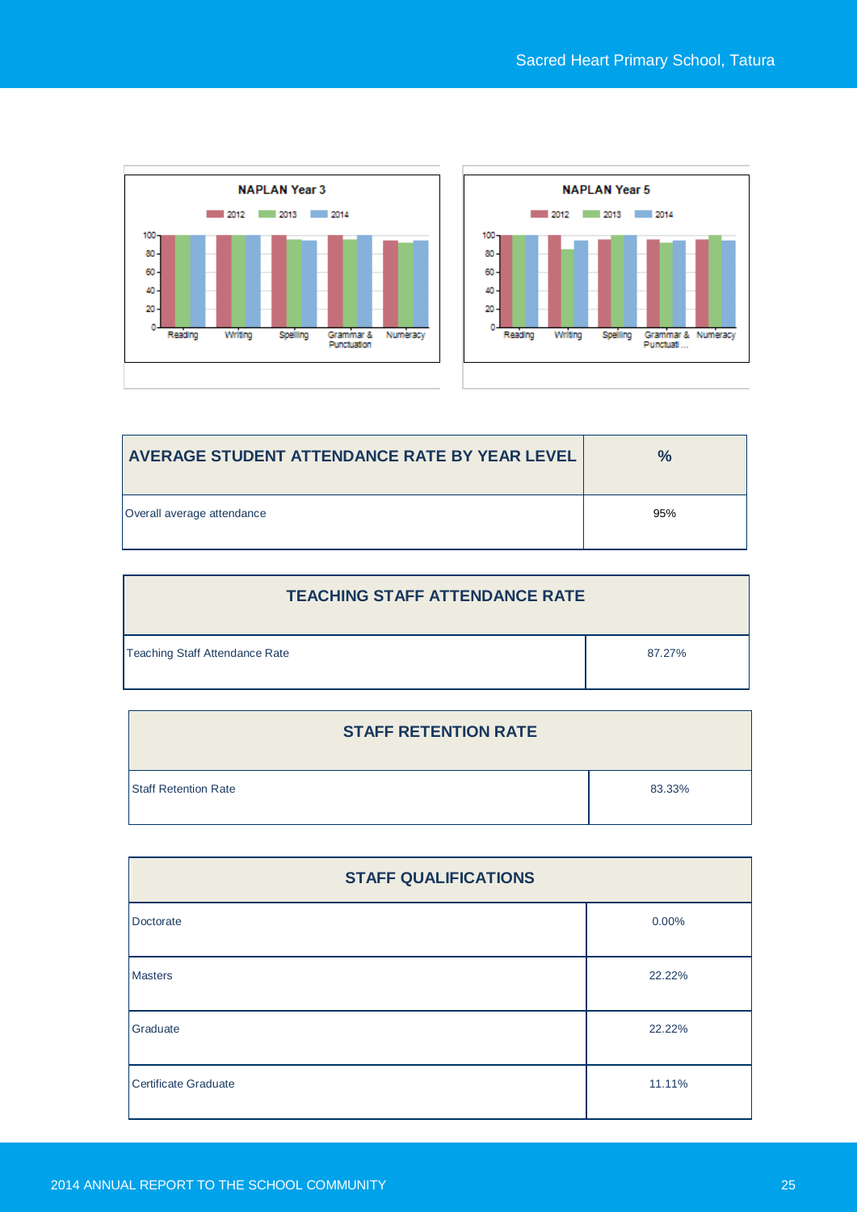NAPLAN Year 3

NAPLAN Year 5

| AVERAGE STUDENT ATTENDANCE RATE BY YEAR LEVEL | % |
| --- | --- |
| Overall average attendance | 95% |

| TEACHING STAFF ATTENDANCE RATE | |
| --- | --- |
| Teaching Staff Attendance Rate | 87.27% |

| STAFF RETENTION RATE | |
| --- | --- |
| Staff Retention Rate | 83.33% |

| STAFF QUALIFICATIONS | |
| --- | --- |
| Doctorate | 0.00% |
| Masters | 22.22% |
| Graduate | 22.22% |
| Certificate Graduate | 11.11% |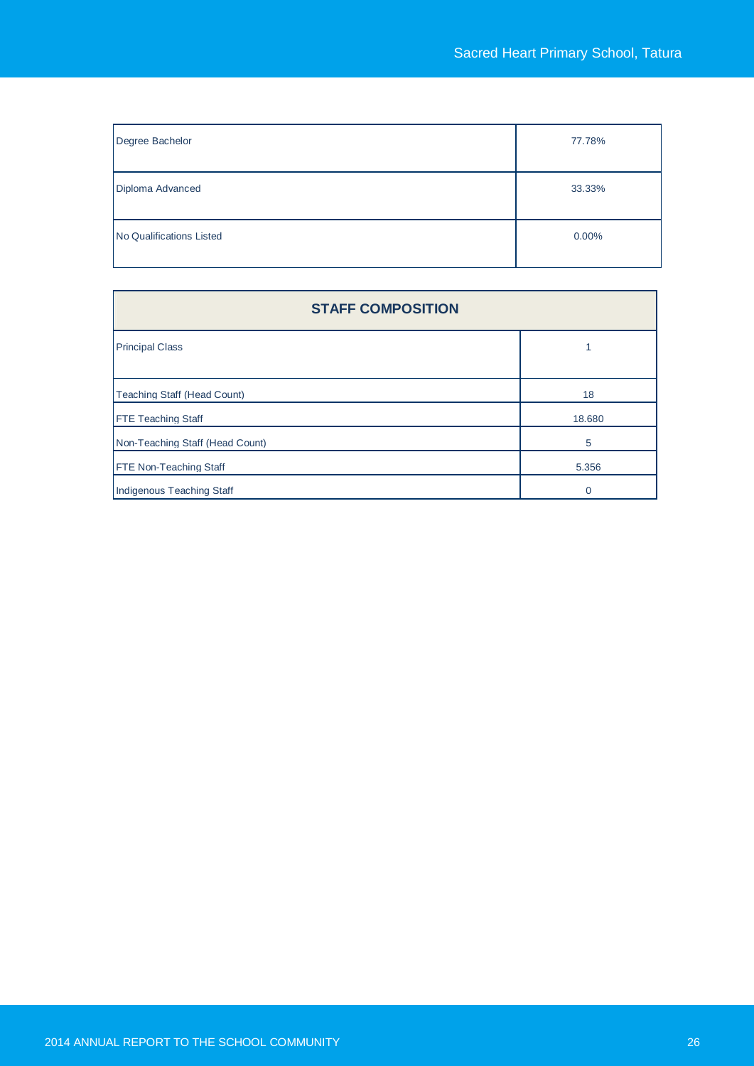| | |
|---|---|
| Degree Bachelor | 77.78% |
| Diploma Advanced | 33.33% |
| No Qualifications Listed | 0.00% |

| STAFF COMPOSITION | |
|---|---|
| Principal Class | 1 |
| Teaching Staff (Head Count) | 18 |
| FTE Teaching Staff | 18.680 |
| Non-Teaching Staff (Head Count) | 5 |
| FTE Non-Teaching Staff | 5.356 |
| Indigenous Teaching Staff | 0 |